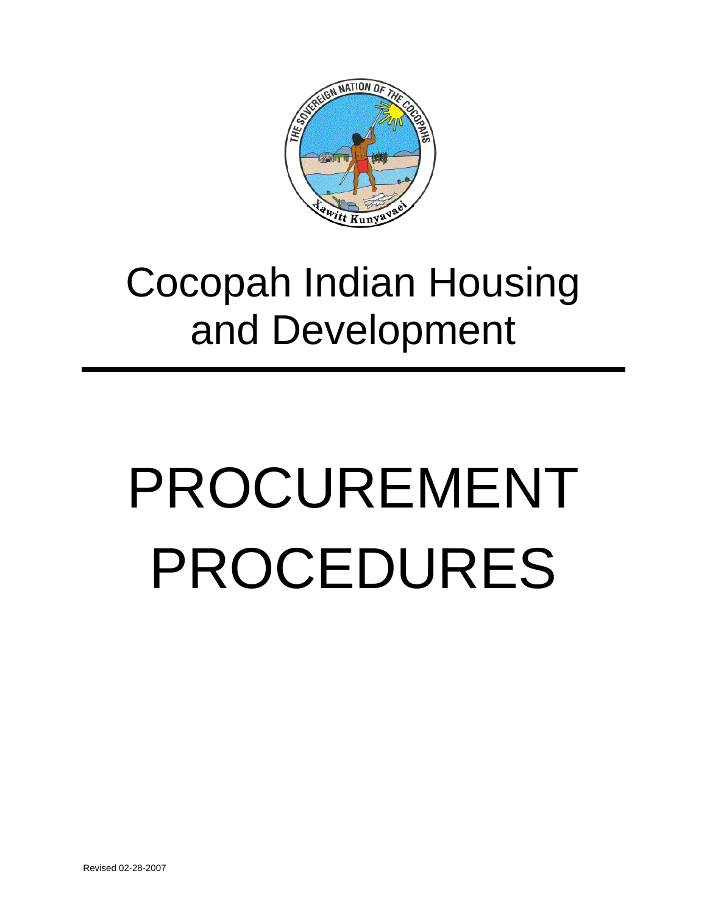# Cocopah Indian Housing and Development

# PROCUREMENT PROCEDURES

Revised 02-28-2007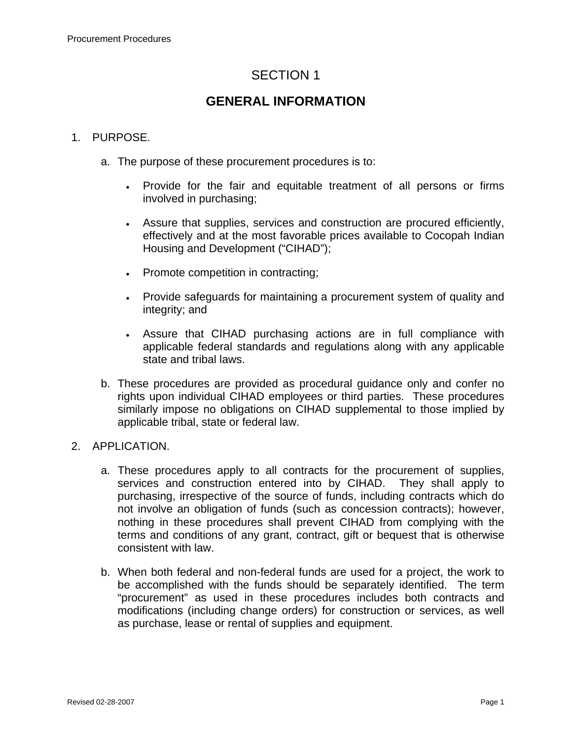# SECTION 1

## GENERAL INFORMATION

1. PURPOSE.

   a. The purpose of these procurement procedures is to:

      - Provide for the fair and equitable treatment of all persons or firms involved in purchasing;

      - Assure that supplies, services and construction are procured efficiently, effectively and at the most favorable prices available to Cocopah Indian Housing and Development ("CIHAD");

      - Promote competition in contracting;

      - Provide safeguards for maintaining a procurement system of quality and integrity; and

      - Assure that CIHAD purchasing actions are in full compliance with applicable federal standards and regulations along with any applicable state and tribal laws.

   b. These procedures are provided as procedural guidance only and confer no rights upon individual CIHAD employees or third parties. These procedures similarly impose no obligations on CIHAD supplemental to those implied by applicable tribal, state or federal law.

2. APPLICATION.

   a. These procedures apply to all contracts for the procurement of supplies, services and construction entered into by CIHAD. They shall apply to purchasing, irrespective of the source of funds, including contracts which do not involve an obligation of funds (such as concession contracts); however, nothing in these procedures shall prevent CIHAD from complying with the terms and conditions of any grant, contract, gift or bequest that is otherwise consistent with law.

   b. When both federal and non-federal funds are used for a project, the work to be accomplished with the funds should be separately identified. The term "procurement" as used in these procedures includes both contracts and modifications (including change orders) for construction or services, as well as purchase, lease or rental of supplies and equipment.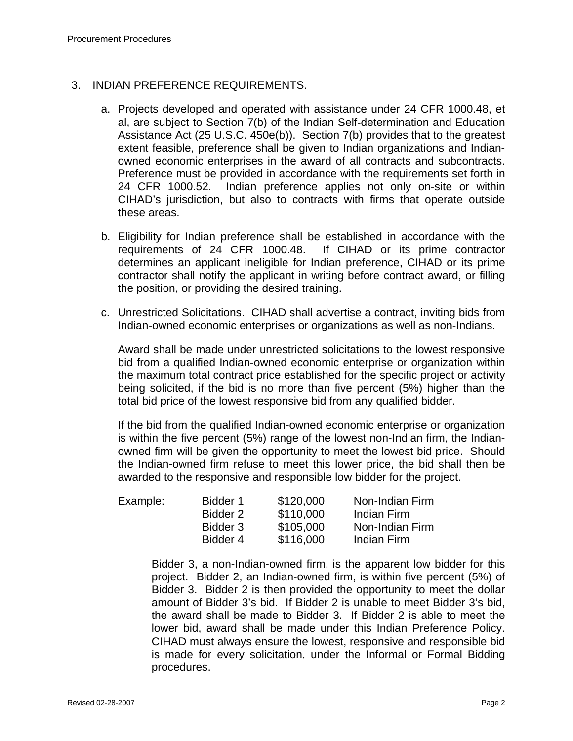3. INDIAN PREFERENCE REQUIREMENTS.

   a. Projects developed and operated with assistance under 24 CFR 1000.48, et al, are subject to Section 7(b) of the Indian Self-determination and Education Assistance Act (25 U.S.C. 450e(b)). Section 7(b) provides that to the greatest extent feasible, preference shall be given to Indian organizations and Indian-owned economic enterprises in the award of all contracts and subcontracts. Preference must be provided in accordance with the requirements set forth in 24 CFR 1000.52. Indian preference applies not only on-site or within CIHAD's jurisdiction, but also to contracts with firms that operate outside these areas.

   b. Eligibility for Indian preference shall be established in accordance with the requirements of 24 CFR 1000.48. If CIHAD or its prime contractor determines an applicant ineligible for Indian preference, CIHAD or its prime contractor shall notify the applicant in writing before contract award, or filling the position, or providing the desired training.

   c. Unrestricted Solicitations. CIHAD shall advertise a contract, inviting bids from Indian-owned economic enterprises or organizations as well as non-Indians.

      Award shall be made under unrestricted solicitations to the lowest responsive bid from a qualified Indian-owned economic enterprise or organization within the maximum total contract price established for the specific project or activity being solicited, if the bid is no more than five percent (5%) higher than the total bid price of the lowest responsive bid from any qualified bidder.

      If the bid from the qualified Indian-owned economic enterprise or organization is within the five percent (5%) range of the lowest non-Indian firm, the Indian-owned firm will be given the opportunity to meet the lowest bid price. Should the Indian-owned firm refuse to meet this lower price, the bid shall then be awarded to the responsive and responsible low bidder for the project.

| Example: | | | |
|---|---|---|---|
| | Bidder 1 | $120,000 | Non-Indian Firm |
| | Bidder 2 | $110,000 | Indian Firm |
| | Bidder 3 | $105,000 | Non-Indian Firm |
| | Bidder 4 | $116,000 | Indian Firm |

Bidder 3, a non-Indian-owned firm, is the apparent low bidder for this project. Bidder 2, an Indian-owned firm, is within five percent (5%) of Bidder 3. Bidder 2 is then provided the opportunity to meet the dollar amount of Bidder 3's bid. If Bidder 2 is unable to meet Bidder 3's bid, the award shall be made to Bidder 3. If Bidder 2 is able to meet the lower bid, award shall be made under this Indian Preference Policy. CIHAD must always ensure the lowest, responsive and responsible bid is made for every solicitation, under the Informal or Formal Bidding procedures.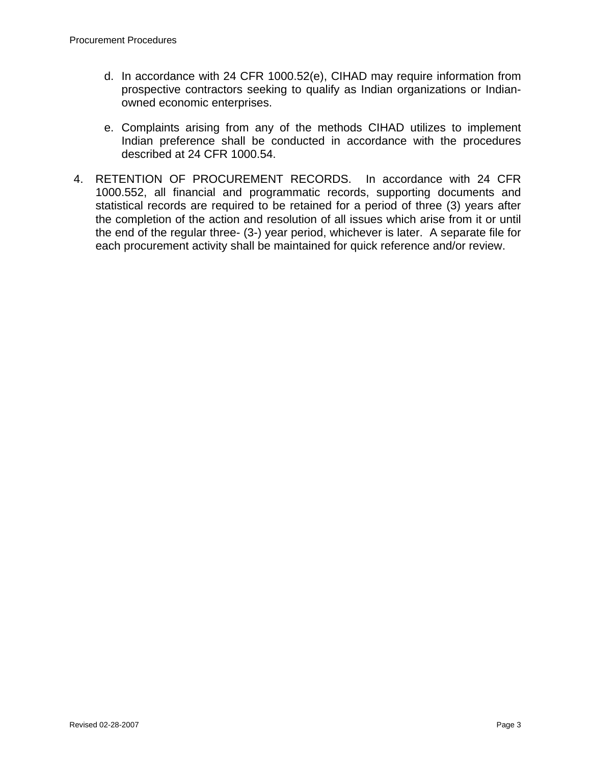d. In accordance with 24 CFR 1000.52(e), CIHAD may require information from prospective contractors seeking to qualify as Indian organizations or Indian-owned economic enterprises.

e. Complaints arising from any of the methods CIHAD utilizes to implement Indian preference shall be conducted in accordance with the procedures described at 24 CFR 1000.54.

4. RETENTION OF PROCUREMENT RECORDS. In accordance with 24 CFR 1000.552, all financial and programmatic records, supporting documents and statistical records are required to be retained for a period of three (3) years after the completion of the action and resolution of all issues which arise from it or until the end of the regular three- (3-) year period, whichever is later. A separate file for each procurement activity shall be maintained for quick reference and/or review.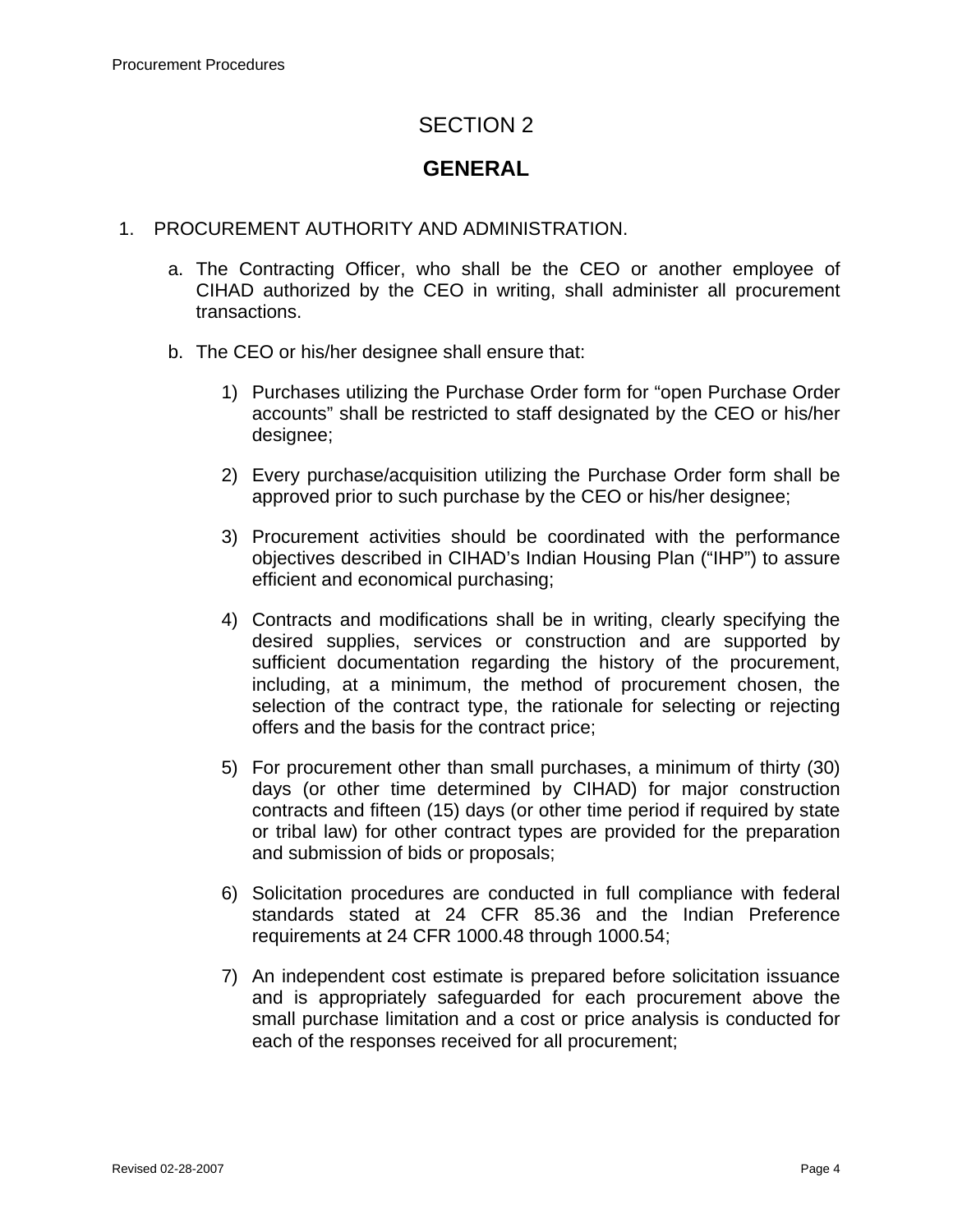# SECTION 2

## GENERAL

1. PROCUREMENT AUTHORITY AND ADMINISTRATION.

   a. The Contracting Officer, who shall be the CEO or another employee of CIHAD authorized by the CEO in writing, shall administer all procurement transactions.

   b. The CEO or his/her designee shall ensure that:

      1) Purchases utilizing the Purchase Order form for “open Purchase Order accounts” shall be restricted to staff designated by the CEO or his/her designee;

      2) Every purchase/acquisition utilizing the Purchase Order form shall be approved prior to such purchase by the CEO or his/her designee;

      3) Procurement activities should be coordinated with the performance objectives described in CIHAD’s Indian Housing Plan (“IHP”) to assure efficient and economical purchasing;

      4) Contracts and modifications shall be in writing, clearly specifying the desired supplies, services or construction and are supported by sufficient documentation regarding the history of the procurement, including, at a minimum, the method of procurement chosen, the selection of the contract type, the rationale for selecting or rejecting offers and the basis for the contract price;

      5) For procurement other than small purchases, a minimum of thirty (30) days (or other time determined by CIHAD) for major construction contracts and fifteen (15) days (or other time period if required by state or tribal law) for other contract types are provided for the preparation and submission of bids or proposals;

      6) Solicitation procedures are conducted in full compliance with federal standards stated at 24 CFR 85.36 and the Indian Preference requirements at 24 CFR 1000.48 through 1000.54;

      7) An independent cost estimate is prepared before solicitation issuance and is appropriately safeguarded for each procurement above the small purchase limitation and a cost or price analysis is conducted for each of the responses received for all procurement;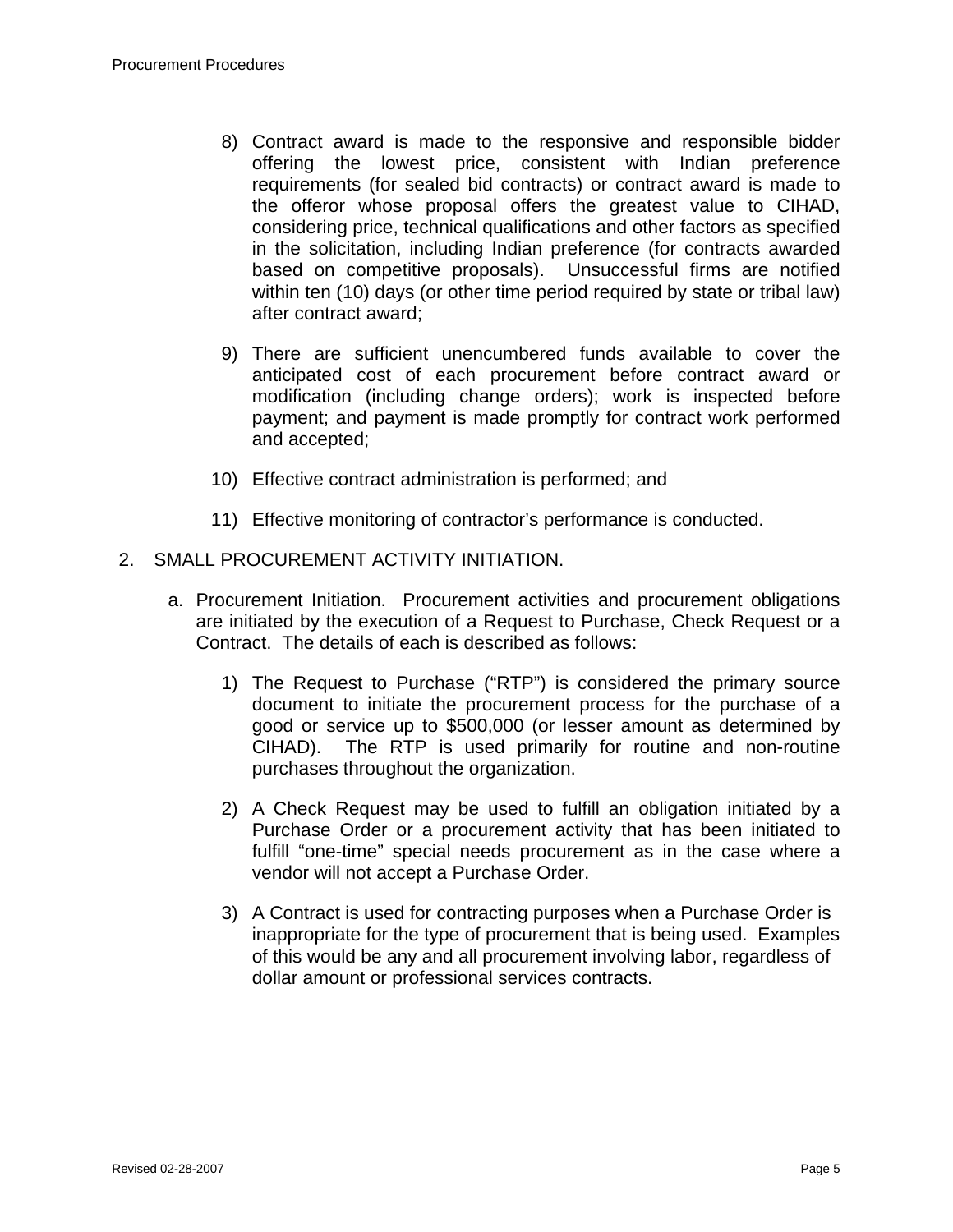8) Contract award is made to the responsive and responsible bidder offering the lowest price, consistent with Indian preference requirements (for sealed bid contracts) or contract award is made to the offeror whose proposal offers the greatest value to CIHAD, considering price, technical qualifications and other factors as specified in the solicitation, including Indian preference (for contracts awarded based on competitive proposals). Unsuccessful firms are notified within ten (10) days (or other time period required by state or tribal law) after contract award;

9) There are sufficient unencumbered funds available to cover the anticipated cost of each procurement before contract award or modification (including change orders); work is inspected before payment; and payment is made promptly for contract work performed and accepted;

10) Effective contract administration is performed; and

11) Effective monitoring of contractor's performance is conducted.

2. SMALL PROCUREMENT ACTIVITY INITIATION.

a. Procurement Initiation. Procurement activities and procurement obligations are initiated by the execution of a Request to Purchase, Check Request or a Contract. The details of each is described as follows:

1) The Request to Purchase ("RTP") is considered the primary source document to initiate the procurement process for the purchase of a good or service up to $500,000 (or lesser amount as determined by CIHAD). The RTP is used primarily for routine and non-routine purchases throughout the organization.

2) A Check Request may be used to fulfill an obligation initiated by a Purchase Order or a procurement activity that has been initiated to fulfill "one-time" special needs procurement as in the case where a vendor will not accept a Purchase Order.

3) A Contract is used for contracting purposes when a Purchase Order is inappropriate for the type of procurement that is being used. Examples of this would be any and all procurement involving labor, regardless of dollar amount or professional services contracts.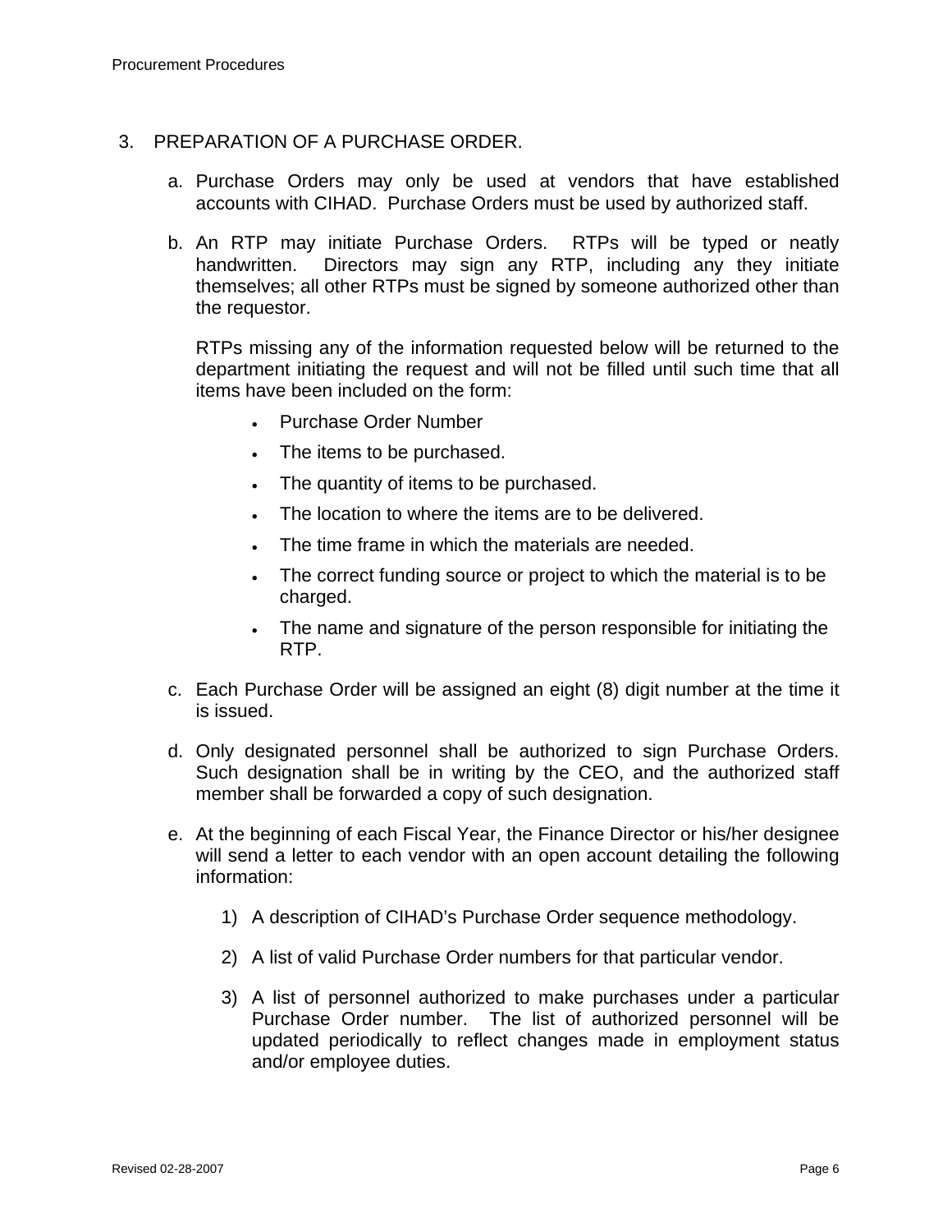3. PREPARATION OF A PURCHASE ORDER.

   a. Purchase Orders may only be used at vendors that have established accounts with CIHAD. Purchase Orders must be used by authorized staff.

   b. An RTP may initiate Purchase Orders. RTPs will be typed or neatly handwritten. Directors may sign any RTP, including any they initiate themselves; all other RTPs must be signed by someone authorized other than the requestor.

      RTPs missing any of the information requested below will be returned to the department initiating the request and will not be filled until such time that all items have been included on the form:

      - Purchase Order Number
      - The items to be purchased.
      - The quantity of items to be purchased.
      - The location to where the items are to be delivered.
      - The time frame in which the materials are needed.
      - The correct funding source or project to which the material is to be charged.
      - The name and signature of the person responsible for initiating the RTP.

   c. Each Purchase Order will be assigned an eight (8) digit number at the time it is issued.

   d. Only designated personnel shall be authorized to sign Purchase Orders. Such designation shall be in writing by the CEO, and the authorized staff member shall be forwarded a copy of such designation.

   e. At the beginning of each Fiscal Year, the Finance Director or his/her designee will send a letter to each vendor with an open account detailing the following information:

      1) A description of CIHAD's Purchase Order sequence methodology.

      2) A list of valid Purchase Order numbers for that particular vendor.

      3) A list of personnel authorized to make purchases under a particular Purchase Order number. The list of authorized personnel will be updated periodically to reflect changes made in employment status and/or employee duties.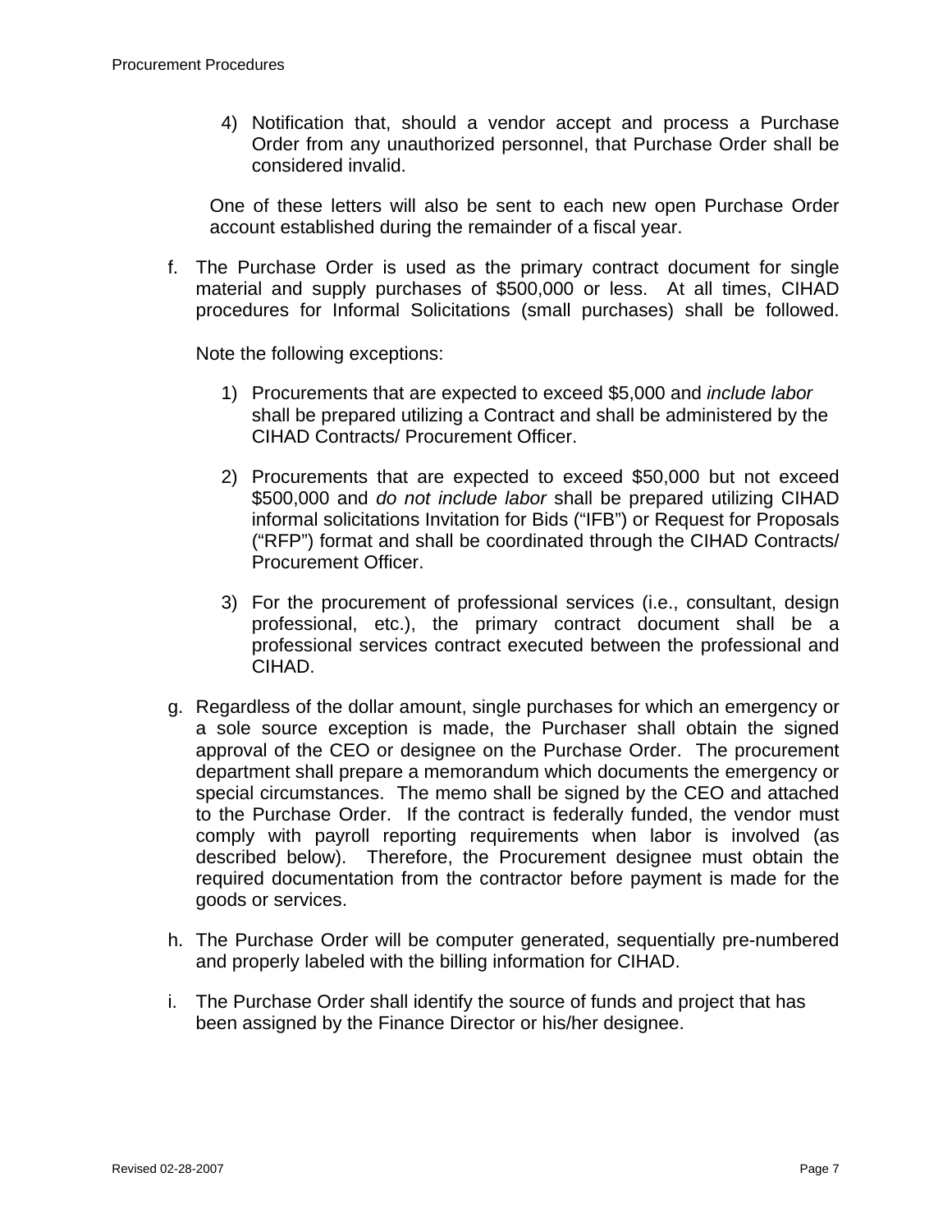4) Notification that, should a vendor accept and process a Purchase Order from any unauthorized personnel, that Purchase Order shall be considered invalid.

One of these letters will also be sent to each new open Purchase Order account established during the remainder of a fiscal year.

f. The Purchase Order is used as the primary contract document for single material and supply purchases of $500,000 or less. At all times, CIHAD procedures for Informal Solicitations (small purchases) shall be followed.

   Note the following exceptions:

   1) Procurements that are expected to exceed $5,000 and *include labor* shall be prepared utilizing a Contract and shall be administered by the CIHAD Contracts/ Procurement Officer.

   2) Procurements that are expected to exceed $50,000 but not exceed $500,000 and *do not include labor* shall be prepared utilizing CIHAD informal solicitations Invitation for Bids ("IFB") or Request for Proposals ("RFP") format and shall be coordinated through the CIHAD Contracts/ Procurement Officer.

   3) For the procurement of professional services (i.e., consultant, design professional, etc.), the primary contract document shall be a professional services contract executed between the professional and CIHAD.

g. Regardless of the dollar amount, single purchases for which an emergency or a sole source exception is made, the Purchaser shall obtain the signed approval of the CEO or designee on the Purchase Order. The procurement department shall prepare a memorandum which documents the emergency or special circumstances. The memo shall be signed by the CEO and attached to the Purchase Order. If the contract is federally funded, the vendor must comply with payroll reporting requirements when labor is involved (as described below). Therefore, the Procurement designee must obtain the required documentation from the contractor before payment is made for the goods or services.

h. The Purchase Order will be computer generated, sequentially pre-numbered and properly labeled with the billing information for CIHAD.

i. The Purchase Order shall identify the source of funds and project that has been assigned by the Finance Director or his/her designee.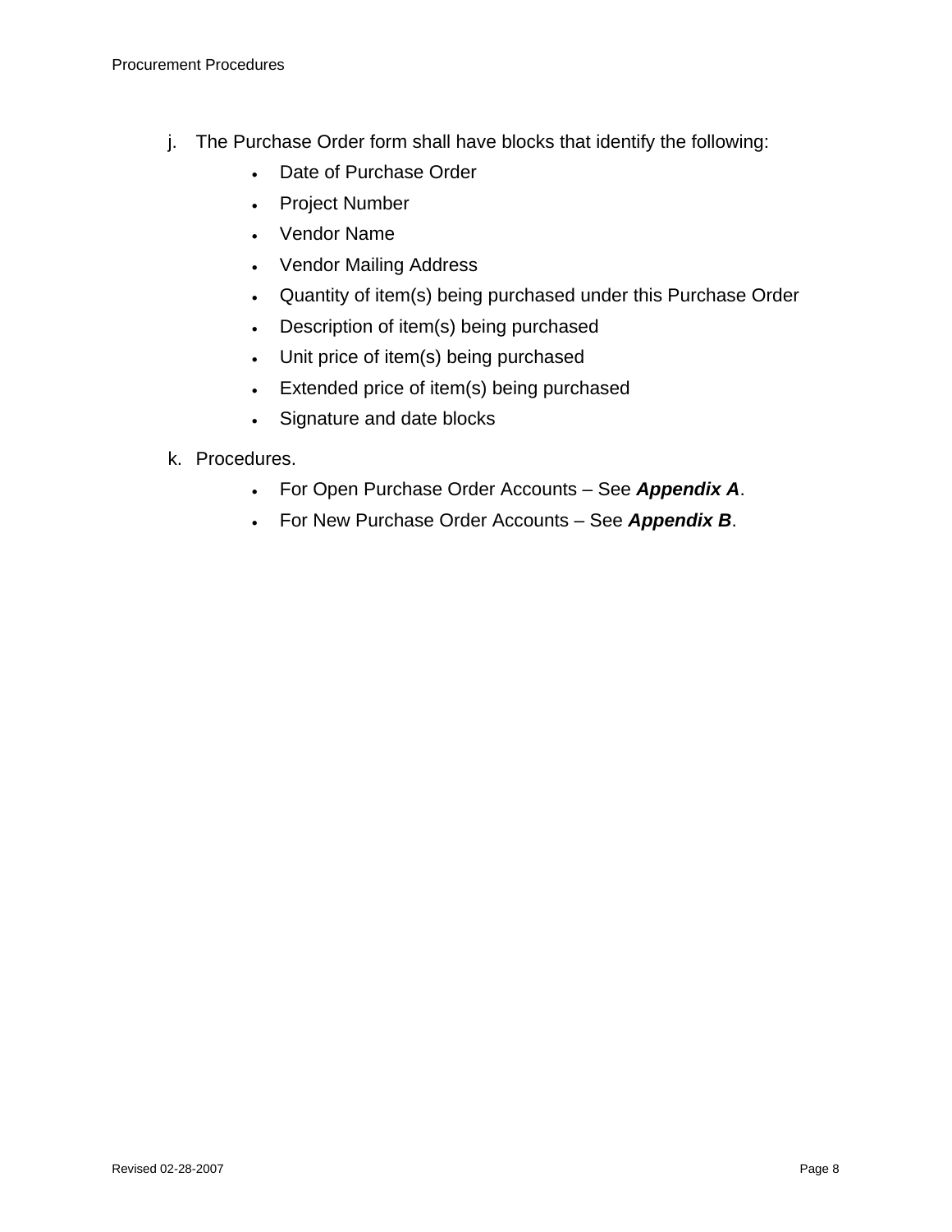j. The Purchase Order form shall have blocks that identify the following:
    - Date of Purchase Order
    - Project Number
    - Vendor Name
    - Vendor Mailing Address
    - Quantity of item(s) being purchased under this Purchase Order
    - Description of item(s) being purchased
    - Unit price of item(s) being purchased
    - Extended price of item(s) being purchased
    - Signature and date blocks

k. Procedures.
    - For Open Purchase Order Accounts – See ***Appendix A***.
    - For New Purchase Order Accounts – See ***Appendix B***.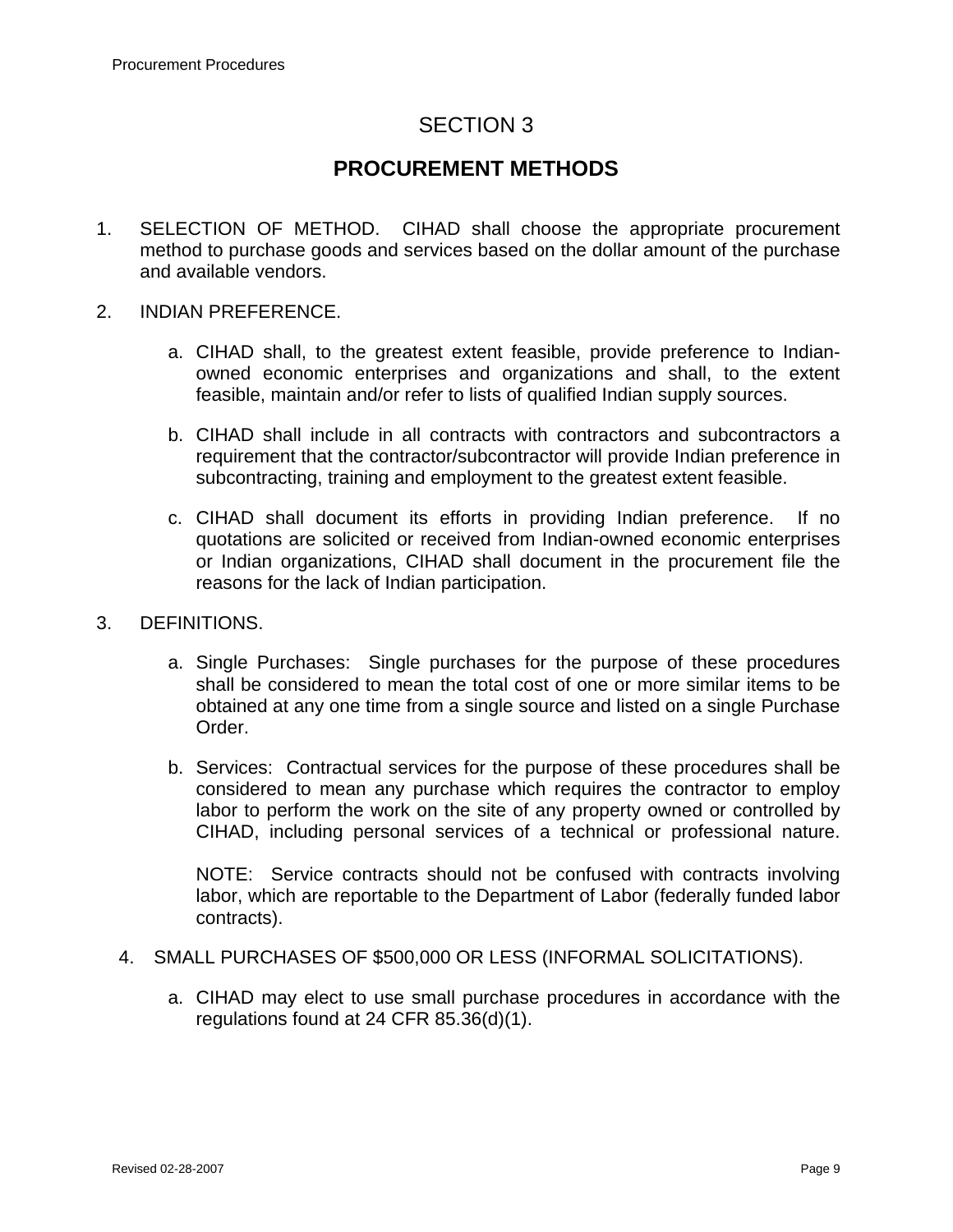# SECTION 3

## PROCUREMENT METHODS

1. SELECTION OF METHOD. CIHAD shall choose the appropriate procurement method to purchase goods and services based on the dollar amount of the purchase and available vendors.

2. INDIAN PREFERENCE.

   a. CIHAD shall, to the greatest extent feasible, provide preference to Indian-owned economic enterprises and organizations and shall, to the extent feasible, maintain and/or refer to lists of qualified Indian supply sources.

   b. CIHAD shall include in all contracts with contractors and subcontractors a requirement that the contractor/subcontractor will provide Indian preference in subcontracting, training and employment to the greatest extent feasible.

   c. CIHAD shall document its efforts in providing Indian preference. If no quotations are solicited or received from Indian-owned economic enterprises or Indian organizations, CIHAD shall document in the procurement file the reasons for the lack of Indian participation.

3. DEFINITIONS.

   a. Single Purchases: Single purchases for the purpose of these procedures shall be considered to mean the total cost of one or more similar items to be obtained at any one time from a single source and listed on a single Purchase Order.

   b. Services: Contractual services for the purpose of these procedures shall be considered to mean any purchase which requires the contractor to employ labor to perform the work on the site of any property owned or controlled by CIHAD, including personal services of a technical or professional nature.

      NOTE: Service contracts should not be confused with contracts involving labor, which are reportable to the Department of Labor (federally funded labor contracts).

4. SMALL PURCHASES OF $500,000 OR LESS (INFORMAL SOLICITATIONS).

   a. CIHAD may elect to use small purchase procedures in accordance with the regulations found at 24 CFR 85.36(d)(1).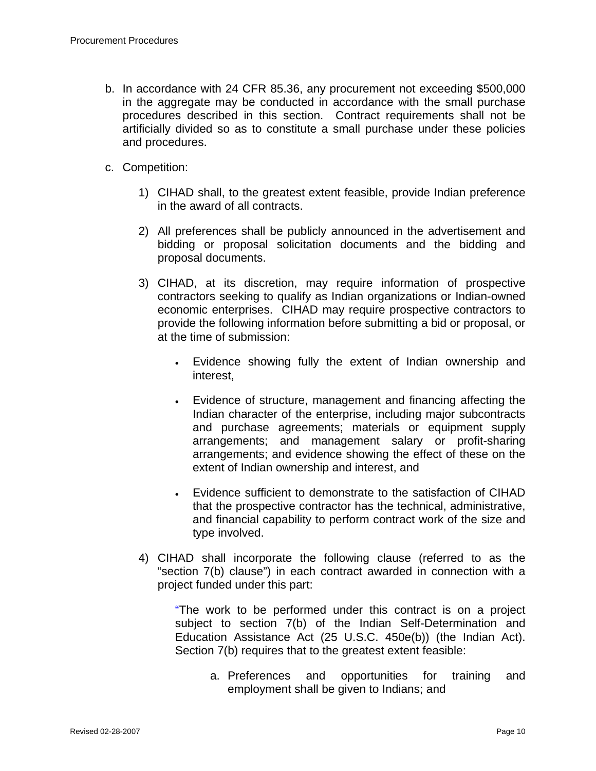b. In accordance with 24 CFR 85.36, any procurement not exceeding $500,000 in the aggregate may be conducted in accordance with the small purchase procedures described in this section. Contract requirements shall not be artificially divided so as to constitute a small purchase under these policies and procedures.

c. Competition:

   1) CIHAD shall, to the greatest extent feasible, provide Indian preference in the award of all contracts.

   2) All preferences shall be publicly announced in the advertisement and bidding or proposal solicitation documents and the bidding and proposal documents.

   3) CIHAD, at its discretion, may require information of prospective contractors seeking to qualify as Indian organizations or Indian-owned economic enterprises. CIHAD may require prospective contractors to provide the following information before submitting a bid or proposal, or at the time of submission:

      - Evidence showing fully the extent of Indian ownership and interest,

      - Evidence of structure, management and financing affecting the Indian character of the enterprise, including major subcontracts and purchase agreements; materials or equipment supply arrangements; and management salary or profit-sharing arrangements; and evidence showing the effect of these on the extent of Indian ownership and interest, and

      - Evidence sufficient to demonstrate to the satisfaction of CIHAD that the prospective contractor has the technical, administrative, and financial capability to perform contract work of the size and type involved.

   4) CIHAD shall incorporate the following clause (referred to as the "section 7(b) clause") in each contract awarded in connection with a project funded under this part:

      "The work to be performed under this contract is on a project subject to section 7(b) of the Indian Self-Determination and Education Assistance Act (25 U.S.C. 450e(b)) (the Indian Act). Section 7(b) requires that to the greatest extent feasible:

         a. Preferences and opportunities for training and employment shall be given to Indians; and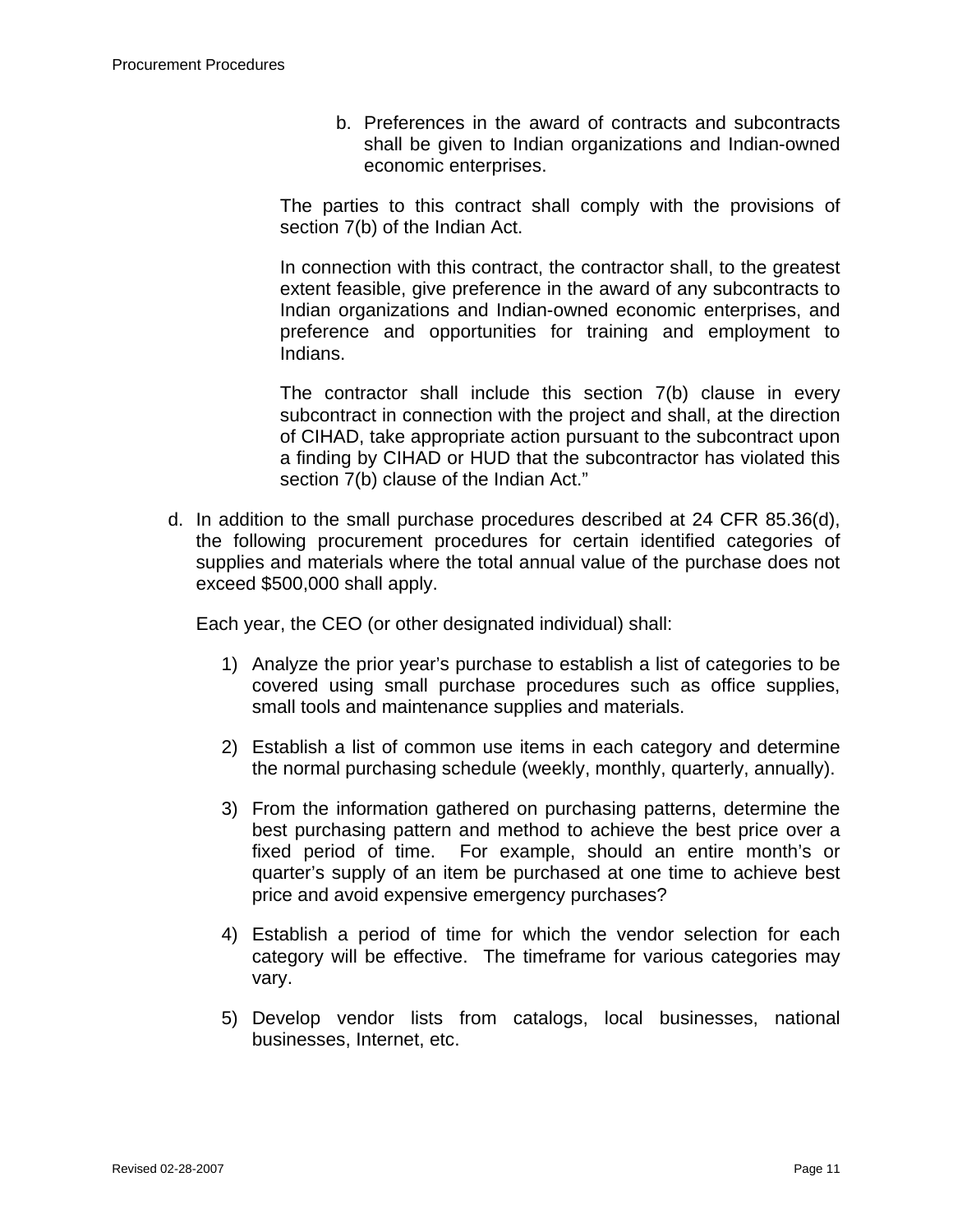b. Preferences in the award of contracts and subcontracts shall be given to Indian organizations and Indian-owned economic enterprises.

The parties to this contract shall comply with the provisions of section 7(b) of the Indian Act.

In connection with this contract, the contractor shall, to the greatest extent feasible, give preference in the award of any subcontracts to Indian organizations and Indian-owned economic enterprises, and preference and opportunities for training and employment to Indians.

The contractor shall include this section 7(b) clause in every subcontract in connection with the project and shall, at the direction of CIHAD, take appropriate action pursuant to the subcontract upon a finding by CIHAD or HUD that the subcontractor has violated this section 7(b) clause of the Indian Act."

d. In addition to the small purchase procedures described at 24 CFR 85.36(d), the following procurement procedures for certain identified categories of supplies and materials where the total annual value of the purchase does not exceed $500,000 shall apply.

   Each year, the CEO (or other designated individual) shall:

   1) Analyze the prior year's purchase to establish a list of categories to be covered using small purchase procedures such as office supplies, small tools and maintenance supplies and materials.

   2) Establish a list of common use items in each category and determine the normal purchasing schedule (weekly, monthly, quarterly, annually).

   3) From the information gathered on purchasing patterns, determine the best purchasing pattern and method to achieve the best price over a fixed period of time. For example, should an entire month's or quarter's supply of an item be purchased at one time to achieve best price and avoid expensive emergency purchases?

   4) Establish a period of time for which the vendor selection for each category will be effective. The timeframe for various categories may vary.

   5) Develop vendor lists from catalogs, local businesses, national businesses, Internet, etc.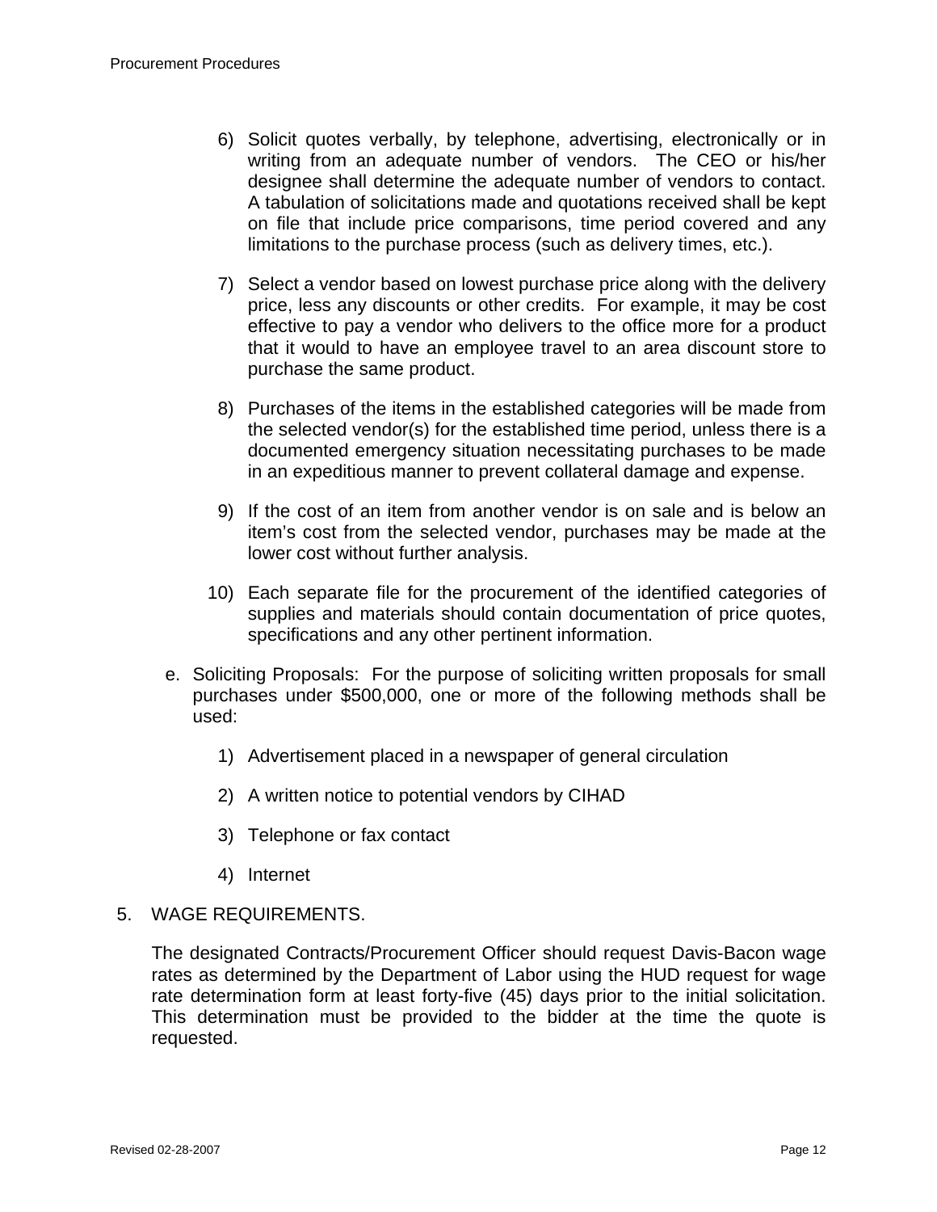6) Solicit quotes verbally, by telephone, advertising, electronically or in writing from an adequate number of vendors. The CEO or his/her designee shall determine the adequate number of vendors to contact. A tabulation of solicitations made and quotations received shall be kept on file that include price comparisons, time period covered and any limitations to the purchase process (such as delivery times, etc.).

7) Select a vendor based on lowest purchase price along with the delivery price, less any discounts or other credits. For example, it may be cost effective to pay a vendor who delivers to the office more for a product that it would to have an employee travel to an area discount store to purchase the same product.

8) Purchases of the items in the established categories will be made from the selected vendor(s) for the established time period, unless there is a documented emergency situation necessitating purchases to be made in an expeditious manner to prevent collateral damage and expense.

9) If the cost of an item from another vendor is on sale and is below an item's cost from the selected vendor, purchases may be made at the lower cost without further analysis.

10) Each separate file for the procurement of the identified categories of supplies and materials should contain documentation of price quotes, specifications and any other pertinent information.

e. Soliciting Proposals: For the purpose of soliciting written proposals for small purchases under $500,000, one or more of the following methods shall be used:

   1) Advertisement placed in a newspaper of general circulation

   2) A written notice to potential vendors by CIHAD

   3) Telephone or fax contact

   4) Internet

5. WAGE REQUIREMENTS.

The designated Contracts/Procurement Officer should request Davis-Bacon wage rates as determined by the Department of Labor using the HUD request for wage rate determination form at least forty-five (45) days prior to the initial solicitation. This determination must be provided to the bidder at the time the quote is requested.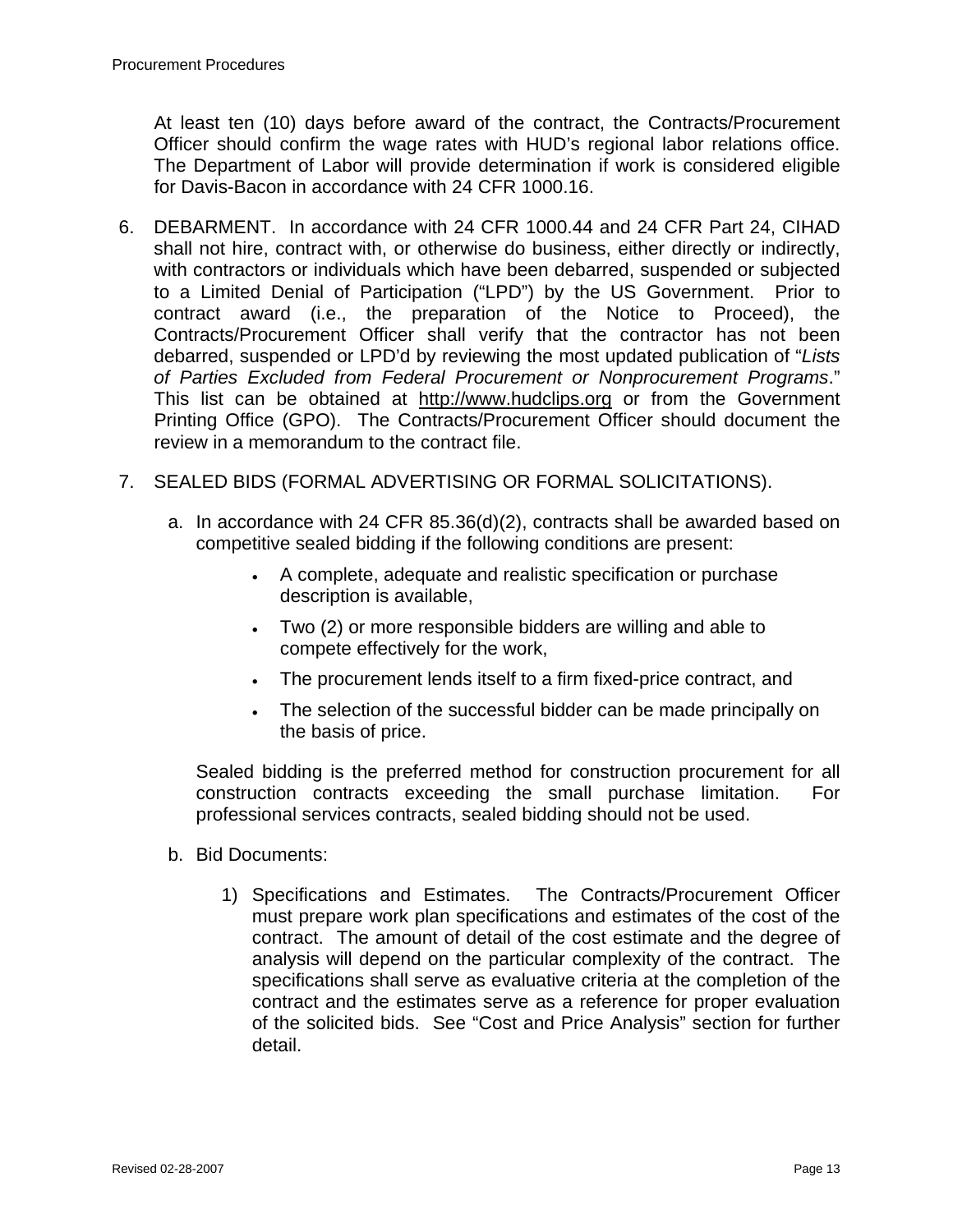At least ten (10) days before award of the contract, the Contracts/Procurement Officer should confirm the wage rates with HUD's regional labor relations office. The Department of Labor will provide determination if work is considered eligible for Davis-Bacon in accordance with 24 CFR 1000.16.

6. DEBARMENT. In accordance with 24 CFR 1000.44 and 24 CFR Part 24, CIHAD shall not hire, contract with, or otherwise do business, either directly or indirectly, with contractors or individuals which have been debarred, suspended or subjected to a Limited Denial of Participation ("LPD") by the US Government. Prior to contract award (i.e., the preparation of the Notice to Proceed), the Contracts/Procurement Officer shall verify that the contractor has not been debarred, suspended or LPD'd by reviewing the most updated publication of "*Lists of Parties Excluded from Federal Procurement or Nonprocurement Programs*." This list can be obtained at http://www.hudclips.org or from the Government Printing Office (GPO). The Contracts/Procurement Officer should document the review in a memorandum to the contract file.

7. SEALED BIDS (FORMAL ADVERTISING OR FORMAL SOLICITATIONS).

   a. In accordance with 24 CFR 85.36(d)(2), contracts shall be awarded based on competitive sealed bidding if the following conditions are present:

      - A complete, adequate and realistic specification or purchase description is available,
      - Two (2) or more responsible bidders are willing and able to compete effectively for the work,
      - The procurement lends itself to a firm fixed-price contract, and
      - The selection of the successful bidder can be made principally on the basis of price.

      Sealed bidding is the preferred method for construction procurement for all construction contracts exceeding the small purchase limitation. For professional services contracts, sealed bidding should not be used.

   b. Bid Documents:

      1) Specifications and Estimates. The Contracts/Procurement Officer must prepare work plan specifications and estimates of the cost of the contract. The amount of detail of the cost estimate and the degree of analysis will depend on the particular complexity of the contract. The specifications shall serve as evaluative criteria at the completion of the contract and the estimates serve as a reference for proper evaluation of the solicited bids. See "Cost and Price Analysis" section for further detail.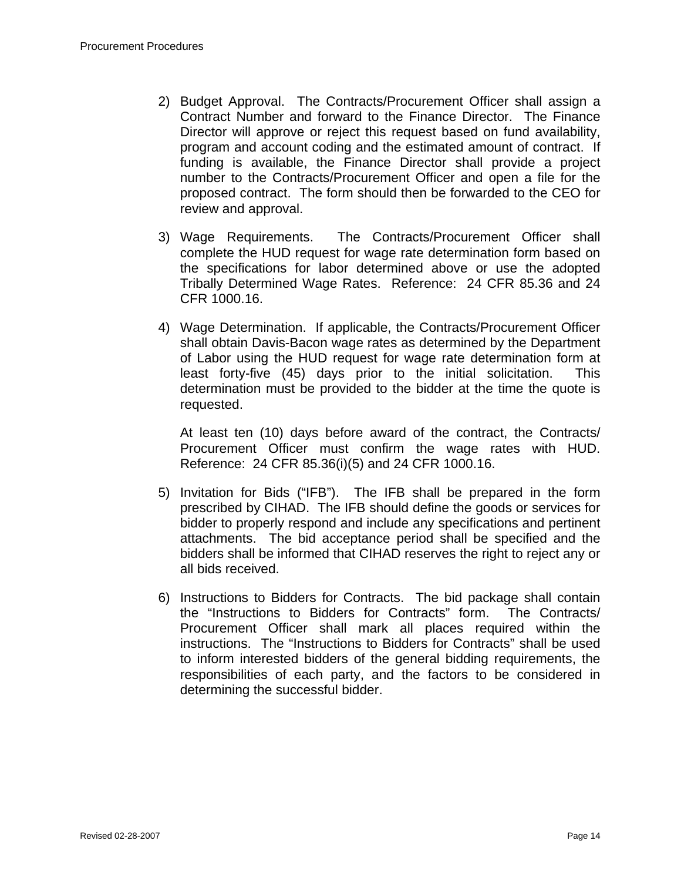2) Budget Approval. The Contracts/Procurement Officer shall assign a Contract Number and forward to the Finance Director. The Finance Director will approve or reject this request based on fund availability, program and account coding and the estimated amount of contract. If funding is available, the Finance Director shall provide a project number to the Contracts/Procurement Officer and open a file for the proposed contract. The form should then be forwarded to the CEO for review and approval.

3) Wage Requirements. The Contracts/Procurement Officer shall complete the HUD request for wage rate determination form based on the specifications for labor determined above or use the adopted Tribally Determined Wage Rates. Reference: 24 CFR 85.36 and 24 CFR 1000.16.

4) Wage Determination. If applicable, the Contracts/Procurement Officer shall obtain Davis-Bacon wage rates as determined by the Department of Labor using the HUD request for wage rate determination form at least forty-five (45) days prior to the initial solicitation. This determination must be provided to the bidder at the time the quote is requested.

   At least ten (10) days before award of the contract, the Contracts/ Procurement Officer must confirm the wage rates with HUD. Reference: 24 CFR 85.36(i)(5) and 24 CFR 1000.16.

5) Invitation for Bids ("IFB"). The IFB shall be prepared in the form prescribed by CIHAD. The IFB should define the goods or services for bidder to properly respond and include any specifications and pertinent attachments. The bid acceptance period shall be specified and the bidders shall be informed that CIHAD reserves the right to reject any or all bids received.

6) Instructions to Bidders for Contracts. The bid package shall contain the "Instructions to Bidders for Contracts" form. The Contracts/ Procurement Officer shall mark all places required within the instructions. The "Instructions to Bidders for Contracts" shall be used to inform interested bidders of the general bidding requirements, the responsibilities of each party, and the factors to be considered in determining the successful bidder.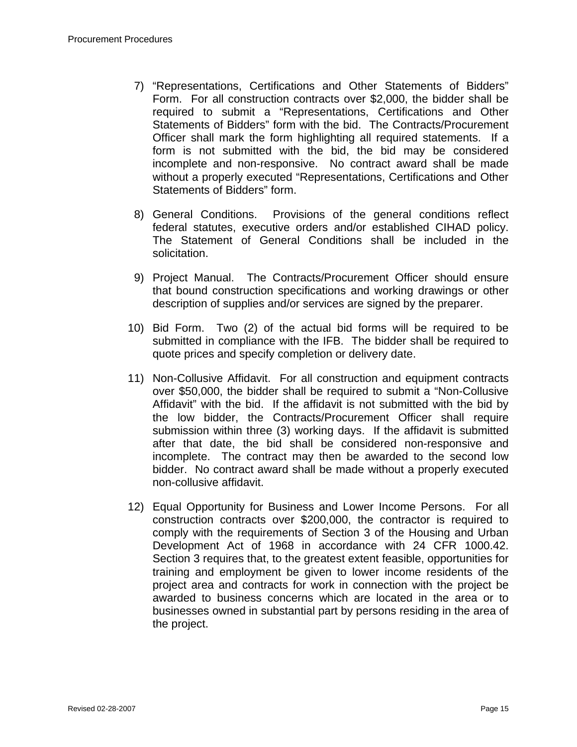7) “Representations, Certifications and Other Statements of Bidders” Form. For all construction contracts over $2,000, the bidder shall be required to submit a “Representations, Certifications and Other Statements of Bidders” form with the bid. The Contracts/Procurement Officer shall mark the form highlighting all required statements. If a form is not submitted with the bid, the bid may be considered incomplete and non-responsive. No contract award shall be made without a properly executed “Representations, Certifications and Other Statements of Bidders” form.

8) General Conditions. Provisions of the general conditions reflect federal statutes, executive orders and/or established CIHAD policy. The Statement of General Conditions shall be included in the solicitation.

9) Project Manual. The Contracts/Procurement Officer should ensure that bound construction specifications and working drawings or other description of supplies and/or services are signed by the preparer.

10) Bid Form. Two (2) of the actual bid forms will be required to be submitted in compliance with the IFB. The bidder shall be required to quote prices and specify completion or delivery date.

11) Non-Collusive Affidavit. For all construction and equipment contracts over $50,000, the bidder shall be required to submit a “Non-Collusive Affidavit” with the bid. If the affidavit is not submitted with the bid by the low bidder, the Contracts/Procurement Officer shall require submission within three (3) working days. If the affidavit is submitted after that date, the bid shall be considered non-responsive and incomplete. The contract may then be awarded to the second low bidder. No contract award shall be made without a properly executed non-collusive affidavit.

12) Equal Opportunity for Business and Lower Income Persons. For all construction contracts over $200,000, the contractor is required to comply with the requirements of Section 3 of the Housing and Urban Development Act of 1968 in accordance with 24 CFR 1000.42. Section 3 requires that, to the greatest extent feasible, opportunities for training and employment be given to lower income residents of the project area and contracts for work in connection with the project be awarded to business concerns which are located in the area or to businesses owned in substantial part by persons residing in the area of the project.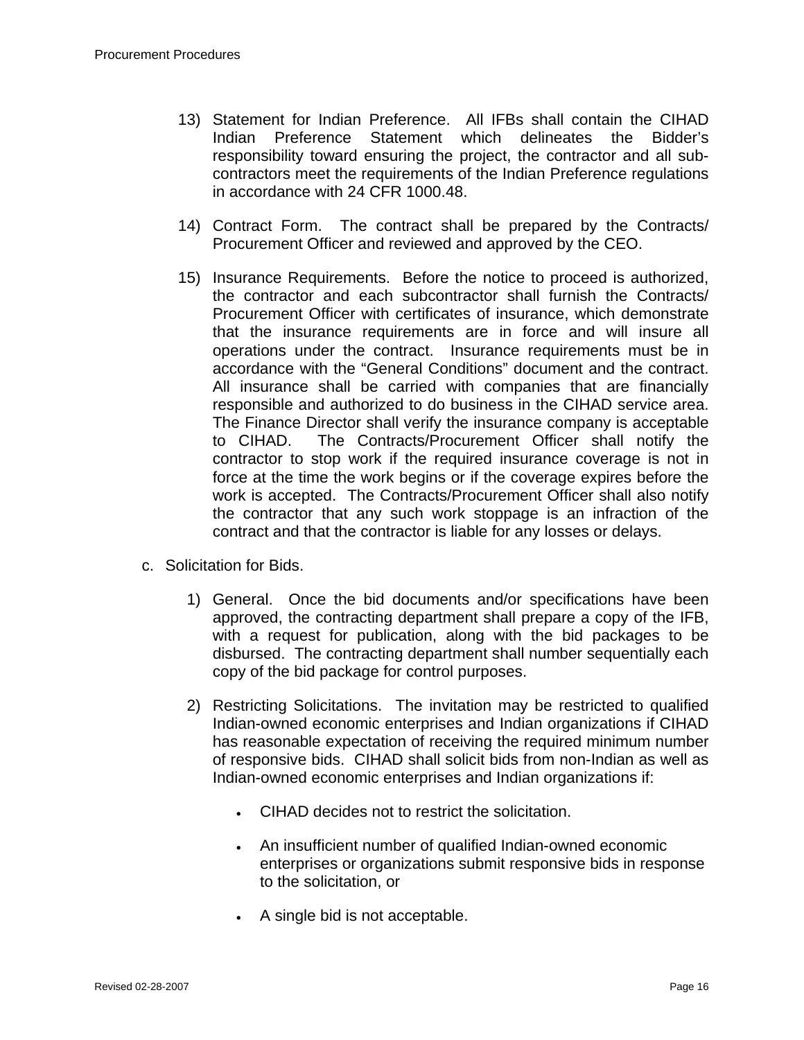13) Statement for Indian Preference. All IFBs shall contain the CIHAD Indian Preference Statement which delineates the Bidder's responsibility toward ensuring the project, the contractor and all sub-contractors meet the requirements of the Indian Preference regulations in accordance with 24 CFR 1000.48.

14) Contract Form. The contract shall be prepared by the Contracts/ Procurement Officer and reviewed and approved by the CEO.

15) Insurance Requirements. Before the notice to proceed is authorized, the contractor and each subcontractor shall furnish the Contracts/ Procurement Officer with certificates of insurance, which demonstrate that the insurance requirements are in force and will insure all operations under the contract. Insurance requirements must be in accordance with the "General Conditions" document and the contract. All insurance shall be carried with companies that are financially responsible and authorized to do business in the CIHAD service area. The Finance Director shall verify the insurance company is acceptable to CIHAD. The Contracts/Procurement Officer shall notify the contractor to stop work if the required insurance coverage is not in force at the time the work begins or if the coverage expires before the work is accepted. The Contracts/Procurement Officer shall also notify the contractor that any such work stoppage is an infraction of the contract and that the contractor is liable for any losses or delays.

c. Solicitation for Bids.

1) General. Once the bid documents and/or specifications have been approved, the contracting department shall prepare a copy of the IFB, with a request for publication, along with the bid packages to be disbursed. The contracting department shall number sequentially each copy of the bid package for control purposes.

2) Restricting Solicitations. The invitation may be restricted to qualified Indian-owned economic enterprises and Indian organizations if CIHAD has reasonable expectation of receiving the required minimum number of responsive bids. CIHAD shall solicit bids from non-Indian as well as Indian-owned economic enterprises and Indian organizations if:

- CIHAD decides not to restrict the solicitation.
- An insufficient number of qualified Indian-owned economic enterprises or organizations submit responsive bids in response to the solicitation, or
- A single bid is not acceptable.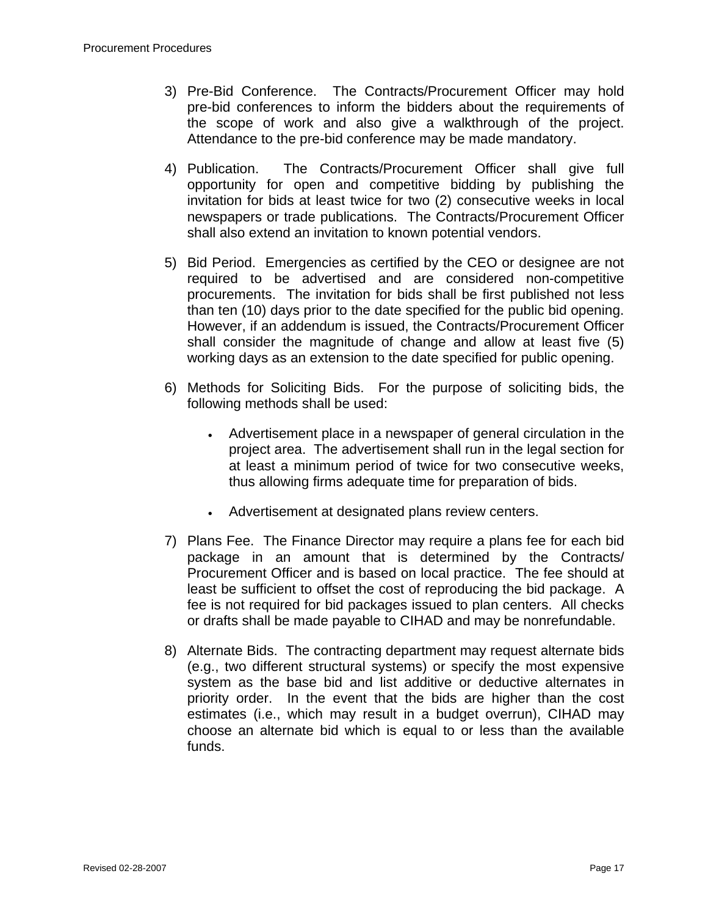3) Pre-Bid Conference. The Contracts/Procurement Officer may hold pre-bid conferences to inform the bidders about the requirements of the scope of work and also give a walkthrough of the project. Attendance to the pre-bid conference may be made mandatory.

4) Publication. The Contracts/Procurement Officer shall give full opportunity for open and competitive bidding by publishing the invitation for bids at least twice for two (2) consecutive weeks in local newspapers or trade publications. The Contracts/Procurement Officer shall also extend an invitation to known potential vendors.

5) Bid Period. Emergencies as certified by the CEO or designee are not required to be advertised and are considered non-competitive procurements. The invitation for bids shall be first published not less than ten (10) days prior to the date specified for the public bid opening. However, if an addendum is issued, the Contracts/Procurement Officer shall consider the magnitude of change and allow at least five (5) working days as an extension to the date specified for public opening.

6) Methods for Soliciting Bids. For the purpose of soliciting bids, the following methods shall be used:

   - Advertisement place in a newspaper of general circulation in the project area. The advertisement shall run in the legal section for at least a minimum period of twice for two consecutive weeks, thus allowing firms adequate time for preparation of bids.

   - Advertisement at designated plans review centers.

7) Plans Fee. The Finance Director may require a plans fee for each bid package in an amount that is determined by the Contracts/ Procurement Officer and is based on local practice. The fee should at least be sufficient to offset the cost of reproducing the bid package. A fee is not required for bid packages issued to plan centers. All checks or drafts shall be made payable to CIHAD and may be nonrefundable.

8) Alternate Bids. The contracting department may request alternate bids (e.g., two different structural systems) or specify the most expensive system as the base bid and list additive or deductive alternates in priority order. In the event that the bids are higher than the cost estimates (i.e., which may result in a budget overrun), CIHAD may choose an alternate bid which is equal to or less than the available funds.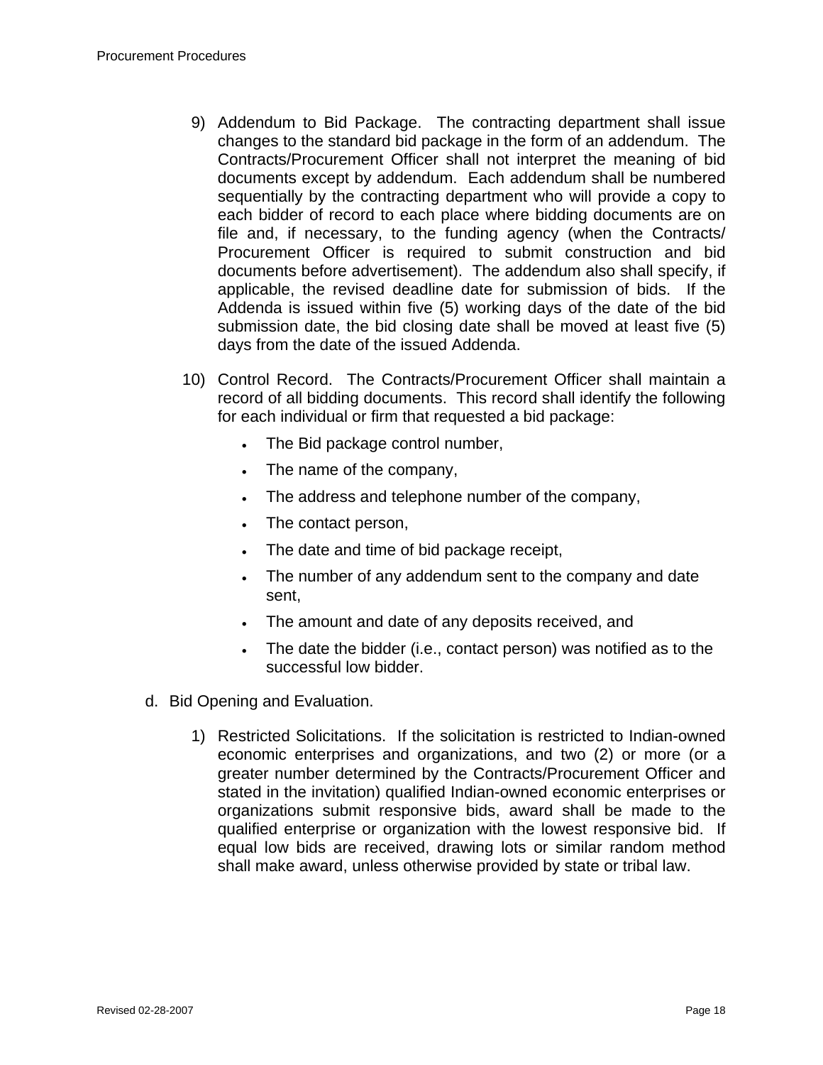9) Addendum to Bid Package. The contracting department shall issue changes to the standard bid package in the form of an addendum. The Contracts/Procurement Officer shall not interpret the meaning of bid documents except by addendum. Each addendum shall be numbered sequentially by the contracting department who will provide a copy to each bidder of record to each place where bidding documents are on file and, if necessary, to the funding agency (when the Contracts/ Procurement Officer is required to submit construction and bid documents before advertisement). The addendum also shall specify, if applicable, the revised deadline date for submission of bids. If the Addenda is issued within five (5) working days of the date of the bid submission date, the bid closing date shall be moved at least five (5) days from the date of the issued Addenda.

10) Control Record. The Contracts/Procurement Officer shall maintain a record of all bidding documents. This record shall identify the following for each individual or firm that requested a bid package:

- The Bid package control number,
- The name of the company,
- The address and telephone number of the company,
- The contact person,
- The date and time of bid package receipt,
- The number of any addendum sent to the company and date sent,
- The amount and date of any deposits received, and
- The date the bidder (i.e., contact person) was notified as to the successful low bidder.

d. Bid Opening and Evaluation.

1) Restricted Solicitations. If the solicitation is restricted to Indian-owned economic enterprises and organizations, and two (2) or more (or a greater number determined by the Contracts/Procurement Officer and stated in the invitation) qualified Indian-owned economic enterprises or organizations submit responsive bids, award shall be made to the qualified enterprise or organization with the lowest responsive bid. If equal low bids are received, drawing lots or similar random method shall make award, unless otherwise provided by state or tribal law.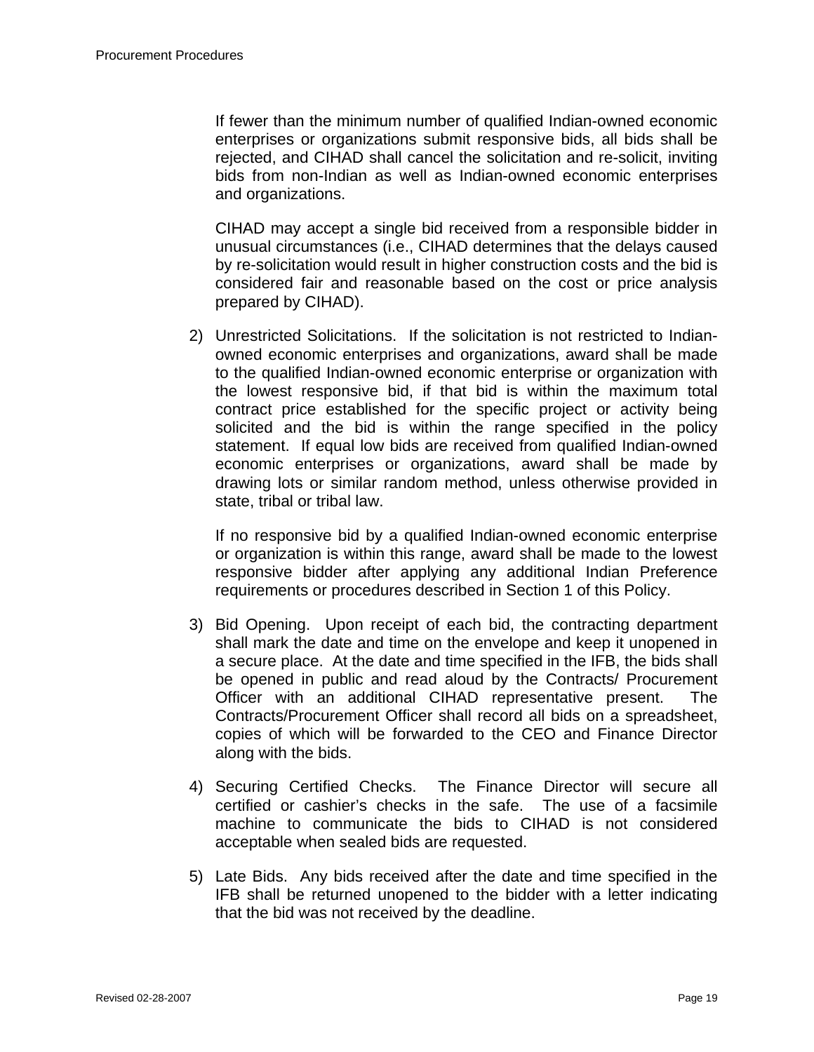If fewer than the minimum number of qualified Indian-owned economic enterprises or organizations submit responsive bids, all bids shall be rejected, and CIHAD shall cancel the solicitation and re-solicit, inviting bids from non-Indian as well as Indian-owned economic enterprises and organizations.

CIHAD may accept a single bid received from a responsible bidder in unusual circumstances (i.e., CIHAD determines that the delays caused by re-solicitation would result in higher construction costs and the bid is considered fair and reasonable based on the cost or price analysis prepared by CIHAD).

2) Unrestricted Solicitations. If the solicitation is not restricted to Indian-owned economic enterprises and organizations, award shall be made to the qualified Indian-owned economic enterprise or organization with the lowest responsive bid, if that bid is within the maximum total contract price established for the specific project or activity being solicited and the bid is within the range specified in the policy statement. If equal low bids are received from qualified Indian-owned economic enterprises or organizations, award shall be made by drawing lots or similar random method, unless otherwise provided in state, tribal or tribal law.

   If no responsive bid by a qualified Indian-owned economic enterprise or organization is within this range, award shall be made to the lowest responsive bidder after applying any additional Indian Preference requirements or procedures described in Section 1 of this Policy.

3) Bid Opening. Upon receipt of each bid, the contracting department shall mark the date and time on the envelope and keep it unopened in a secure place. At the date and time specified in the IFB, the bids shall be opened in public and read aloud by the Contracts/ Procurement Officer with an additional CIHAD representative present. The Contracts/Procurement Officer shall record all bids on a spreadsheet, copies of which will be forwarded to the CEO and Finance Director along with the bids.

4) Securing Certified Checks. The Finance Director will secure all certified or cashier's checks in the safe. The use of a facsimile machine to communicate the bids to CIHAD is not considered acceptable when sealed bids are requested.

5) Late Bids. Any bids received after the date and time specified in the IFB shall be returned unopened to the bidder with a letter indicating that the bid was not received by the deadline.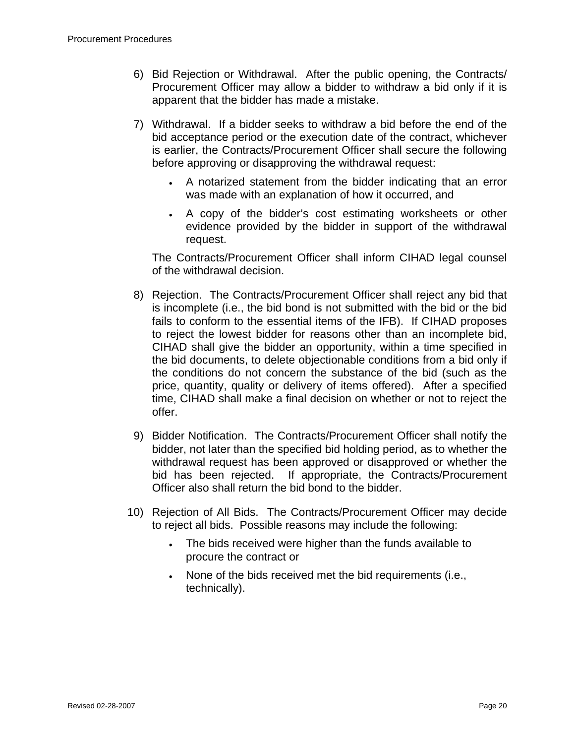6) Bid Rejection or Withdrawal. After the public opening, the Contracts/ Procurement Officer may allow a bidder to withdraw a bid only if it is apparent that the bidder has made a mistake.

7) Withdrawal. If a bidder seeks to withdraw a bid before the end of the bid acceptance period or the execution date of the contract, whichever is earlier, the Contracts/Procurement Officer shall secure the following before approving or disapproving the withdrawal request:

   - A notarized statement from the bidder indicating that an error was made with an explanation of how it occurred, and
   - A copy of the bidder's cost estimating worksheets or other evidence provided by the bidder in support of the withdrawal request.

   The Contracts/Procurement Officer shall inform CIHAD legal counsel of the withdrawal decision.

8) Rejection. The Contracts/Procurement Officer shall reject any bid that is incomplete (i.e., the bid bond is not submitted with the bid or the bid fails to conform to the essential items of the IFB). If CIHAD proposes to reject the lowest bidder for reasons other than an incomplete bid, CIHAD shall give the bidder an opportunity, within a time specified in the bid documents, to delete objectionable conditions from a bid only if the conditions do not concern the substance of the bid (such as the price, quantity, quality or delivery of items offered). After a specified time, CIHAD shall make a final decision on whether or not to reject the offer.

9) Bidder Notification. The Contracts/Procurement Officer shall notify the bidder, not later than the specified bid holding period, as to whether the withdrawal request has been approved or disapproved or whether the bid has been rejected. If appropriate, the Contracts/Procurement Officer also shall return the bid bond to the bidder.

10) Rejection of All Bids. The Contracts/Procurement Officer may decide to reject all bids. Possible reasons may include the following:

    - The bids received were higher than the funds available to procure the contract or
    - None of the bids received met the bid requirements (i.e., technically).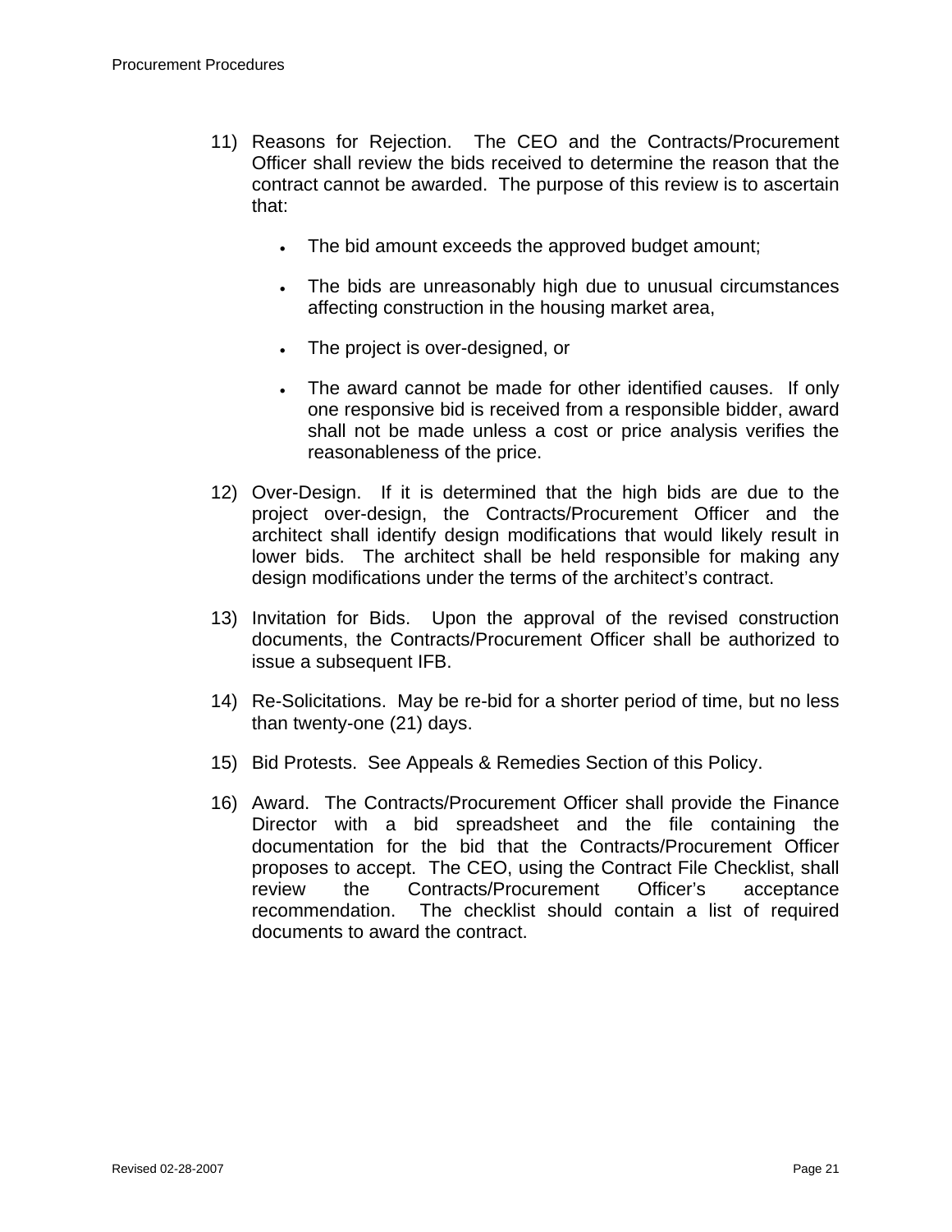11) Reasons for Rejection. The CEO and the Contracts/Procurement Officer shall review the bids received to determine the reason that the contract cannot be awarded. The purpose of this review is to ascertain that:

    - The bid amount exceeds the approved budget amount;
    - The bids are unreasonably high due to unusual circumstances affecting construction in the housing market area,
    - The project is over-designed, or
    - The award cannot be made for other identified causes. If only one responsive bid is received from a responsible bidder, award shall not be made unless a cost or price analysis verifies the reasonableness of the price.

12) Over-Design. If it is determined that the high bids are due to the project over-design, the Contracts/Procurement Officer and the architect shall identify design modifications that would likely result in lower bids. The architect shall be held responsible for making any design modifications under the terms of the architect's contract.

13) Invitation for Bids. Upon the approval of the revised construction documents, the Contracts/Procurement Officer shall be authorized to issue a subsequent IFB.

14) Re-Solicitations. May be re-bid for a shorter period of time, but no less than twenty-one (21) days.

15) Bid Protests. See Appeals & Remedies Section of this Policy.

16) Award. The Contracts/Procurement Officer shall provide the Finance Director with a bid spreadsheet and the file containing the documentation for the bid that the Contracts/Procurement Officer proposes to accept. The CEO, using the Contract File Checklist, shall review the Contracts/Procurement Officer's acceptance recommendation. The checklist should contain a list of required documents to award the contract.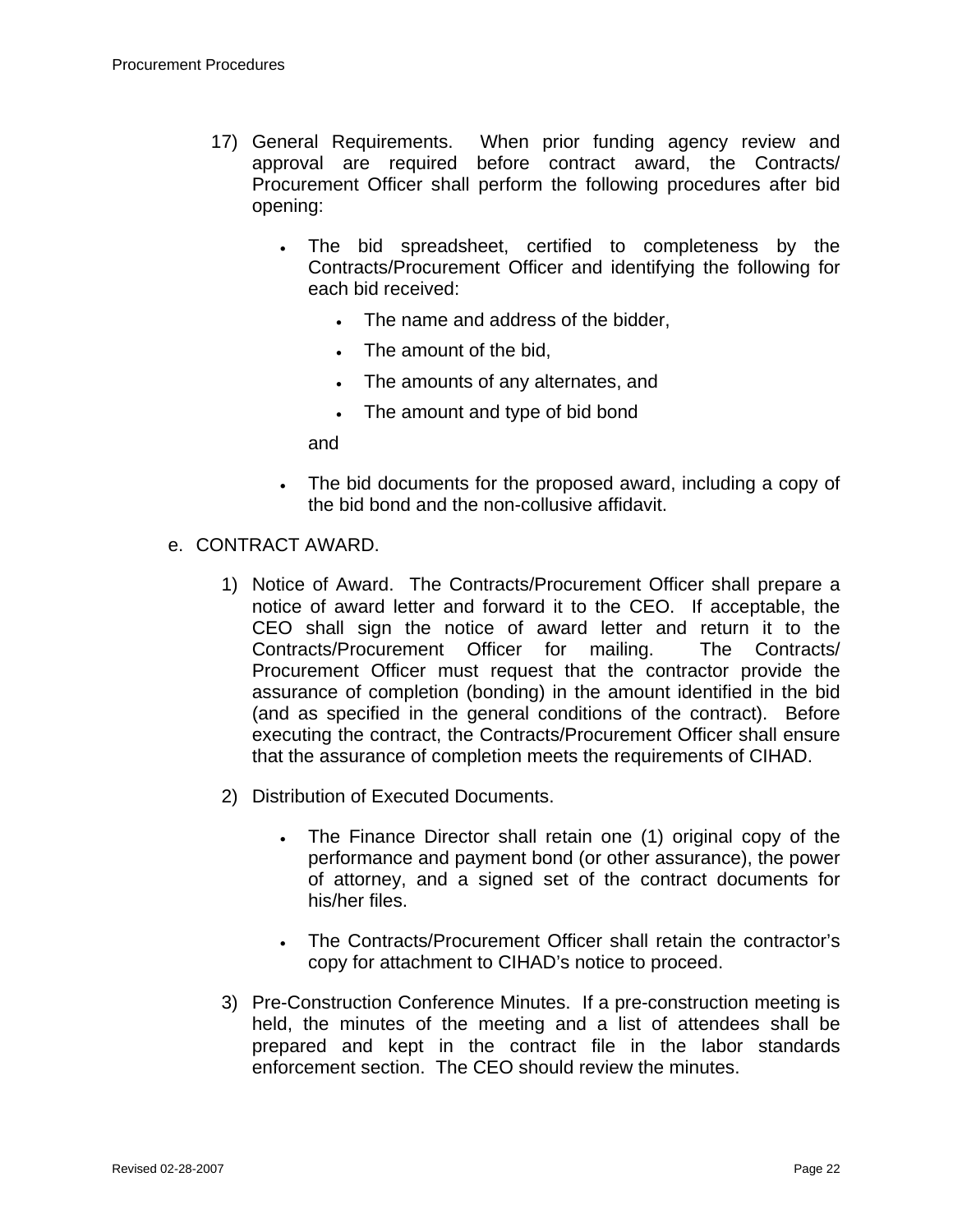17) General Requirements. When prior funding agency review and approval are required before contract award, the Contracts/ Procurement Officer shall perform the following procedures after bid opening:

    - The bid spreadsheet, certified to completeness by the Contracts/Procurement Officer and identifying the following for each bid received:

        - The name and address of the bidder,
        - The amount of the bid,
        - The amounts of any alternates, and
        - The amount and type of bid bond

      and

    - The bid documents for the proposed award, including a copy of the bid bond and the non-collusive affidavit.

e. CONTRACT AWARD.

1) Notice of Award. The Contracts/Procurement Officer shall prepare a notice of award letter and forward it to the CEO. If acceptable, the CEO shall sign the notice of award letter and return it to the Contracts/Procurement Officer for mailing. The Contracts/ Procurement Officer must request that the contractor provide the assurance of completion (bonding) in the amount identified in the bid (and as specified in the general conditions of the contract). Before executing the contract, the Contracts/Procurement Officer shall ensure that the assurance of completion meets the requirements of CIHAD.

2) Distribution of Executed Documents.

    - The Finance Director shall retain one (1) original copy of the performance and payment bond (or other assurance), the power of attorney, and a signed set of the contract documents for his/her files.

    - The Contracts/Procurement Officer shall retain the contractor's copy for attachment to CIHAD's notice to proceed.

3) Pre-Construction Conference Minutes. If a pre-construction meeting is held, the minutes of the meeting and a list of attendees shall be prepared and kept in the contract file in the labor standards enforcement section. The CEO should review the minutes.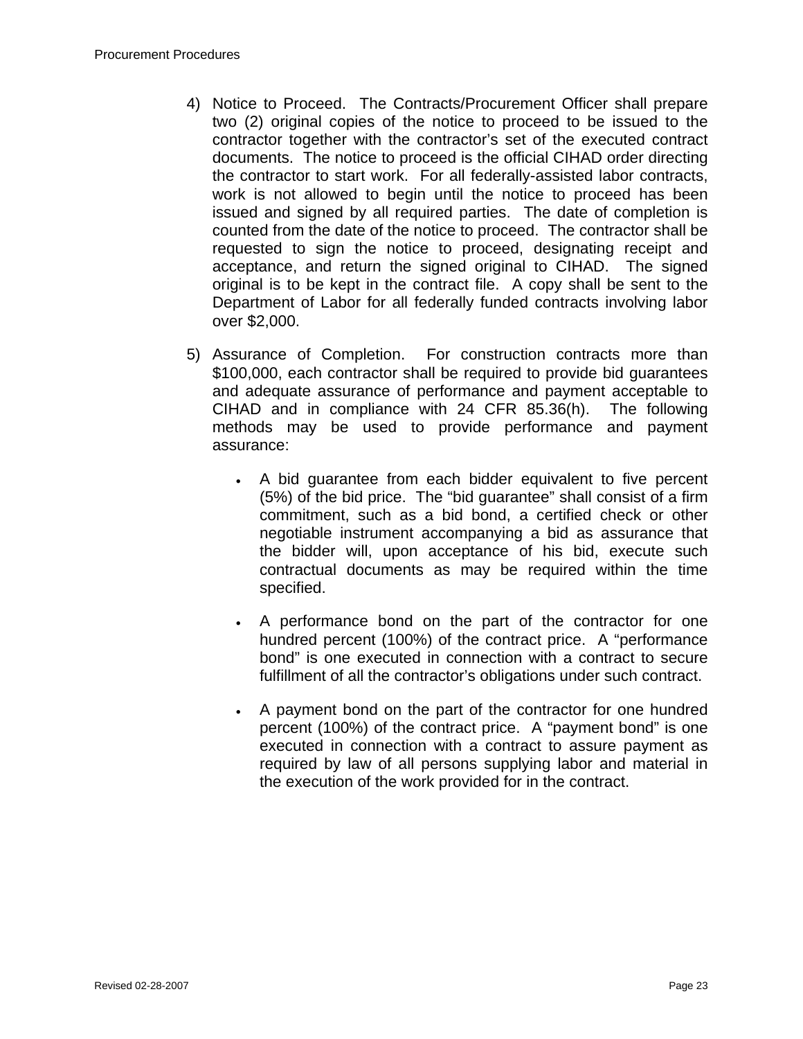4) Notice to Proceed. The Contracts/Procurement Officer shall prepare two (2) original copies of the notice to proceed to be issued to the contractor together with the contractor's set of the executed contract documents. The notice to proceed is the official CIHAD order directing the contractor to start work. For all federally-assisted labor contracts, work is not allowed to begin until the notice to proceed has been issued and signed by all required parties. The date of completion is counted from the date of the notice to proceed. The contractor shall be requested to sign the notice to proceed, designating receipt and acceptance, and return the signed original to CIHAD. The signed original is to be kept in the contract file. A copy shall be sent to the Department of Labor for all federally funded contracts involving labor over $2,000.

5) Assurance of Completion. For construction contracts more than $100,000, each contractor shall be required to provide bid guarantees and adequate assurance of performance and payment acceptable to CIHAD and in compliance with 24 CFR 85.36(h). The following methods may be used to provide performance and payment assurance:

   - A bid guarantee from each bidder equivalent to five percent (5%) of the bid price. The "bid guarantee" shall consist of a firm commitment, such as a bid bond, a certified check or other negotiable instrument accompanying a bid as assurance that the bidder will, upon acceptance of his bid, execute such contractual documents as may be required within the time specified.

   - A performance bond on the part of the contractor for one hundred percent (100%) of the contract price. A "performance bond" is one executed in connection with a contract to secure fulfillment of all the contractor's obligations under such contract.

   - A payment bond on the part of the contractor for one hundred percent (100%) of the contract price. A "payment bond" is one executed in connection with a contract to assure payment as required by law of all persons supplying labor and material in the execution of the work provided for in the contract.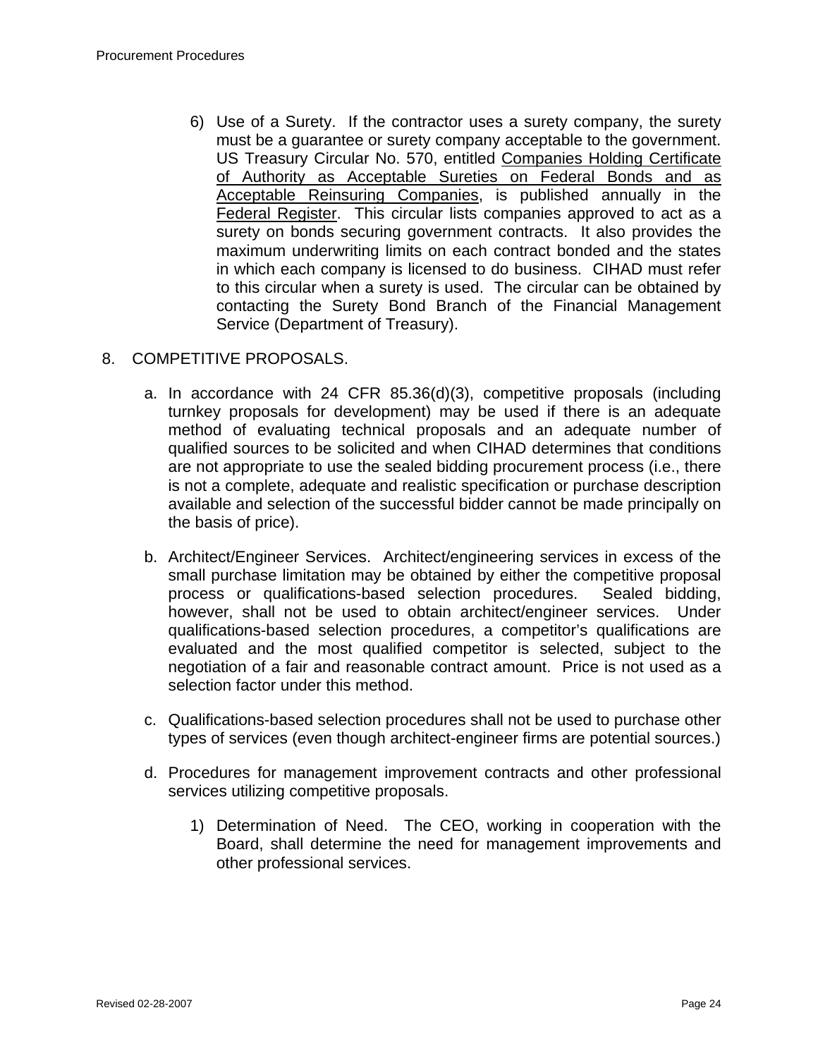6) Use of a Surety. If the contractor uses a surety company, the surety must be a guarantee or surety company acceptable to the government. US Treasury Circular No. 570, entitled Companies Holding Certificate of Authority as Acceptable Sureties on Federal Bonds and as Acceptable Reinsuring Companies, is published annually in the Federal Register. This circular lists companies approved to act as a surety on bonds securing government contracts. It also provides the maximum underwriting limits on each contract bonded and the states in which each company is licensed to do business. CIHAD must refer to this circular when a surety is used. The circular can be obtained by contacting the Surety Bond Branch of the Financial Management Service (Department of Treasury).

8. COMPETITIVE PROPOSALS.

a. In accordance with 24 CFR 85.36(d)(3), competitive proposals (including turnkey proposals for development) may be used if there is an adequate method of evaluating technical proposals and an adequate number of qualified sources to be solicited and when CIHAD determines that conditions are not appropriate to use the sealed bidding procurement process (i.e., there is not a complete, adequate and realistic specification or purchase description available and selection of the successful bidder cannot be made principally on the basis of price).

b. Architect/Engineer Services. Architect/engineering services in excess of the small purchase limitation may be obtained by either the competitive proposal process or qualifications-based selection procedures. Sealed bidding, however, shall not be used to obtain architect/engineer services. Under qualifications-based selection procedures, a competitor's qualifications are evaluated and the most qualified competitor is selected, subject to the negotiation of a fair and reasonable contract amount. Price is not used as a selection factor under this method.

c. Qualifications-based selection procedures shall not be used to purchase other types of services (even though architect-engineer firms are potential sources.)

d. Procedures for management improvement contracts and other professional services utilizing competitive proposals.

1) Determination of Need. The CEO, working in cooperation with the Board, shall determine the need for management improvements and other professional services.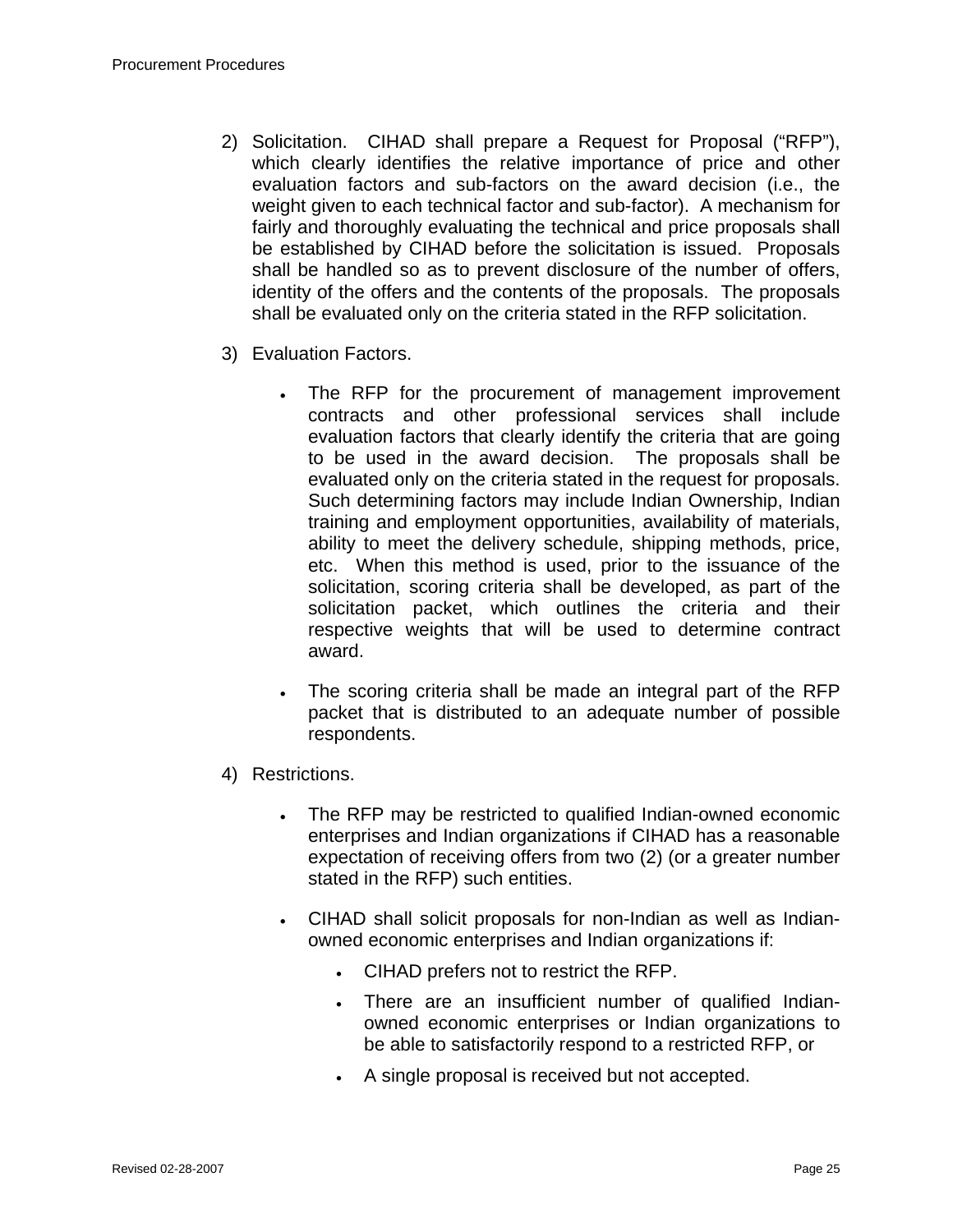2) Solicitation. CIHAD shall prepare a Request for Proposal ("RFP"), which clearly identifies the relative importance of price and other evaluation factors and sub-factors on the award decision (i.e., the weight given to each technical factor and sub-factor). A mechanism for fairly and thoroughly evaluating the technical and price proposals shall be established by CIHAD before the solicitation is issued. Proposals shall be handled so as to prevent disclosure of the number of offers, identity of the offers and the contents of the proposals. The proposals shall be evaluated only on the criteria stated in the RFP solicitation.

3) Evaluation Factors.

   - The RFP for the procurement of management improvement contracts and other professional services shall include evaluation factors that clearly identify the criteria that are going to be used in the award decision. The proposals shall be evaluated only on the criteria stated in the request for proposals. Such determining factors may include Indian Ownership, Indian training and employment opportunities, availability of materials, ability to meet the delivery schedule, shipping methods, price, etc. When this method is used, prior to the issuance of the solicitation, scoring criteria shall be developed, as part of the solicitation packet, which outlines the criteria and their respective weights that will be used to determine contract award.

   - The scoring criteria shall be made an integral part of the RFP packet that is distributed to an adequate number of possible respondents.

4) Restrictions.

   - The RFP may be restricted to qualified Indian-owned economic enterprises and Indian organizations if CIHAD has a reasonable expectation of receiving offers from two (2) (or a greater number stated in the RFP) such entities.

   - CIHAD shall solicit proposals for non-Indian as well as Indian-owned economic enterprises and Indian organizations if:

     - CIHAD prefers not to restrict the RFP.

     - There are an insufficient number of qualified Indian-owned economic enterprises or Indian organizations to be able to satisfactorily respond to a restricted RFP, or

     - A single proposal is received but not accepted.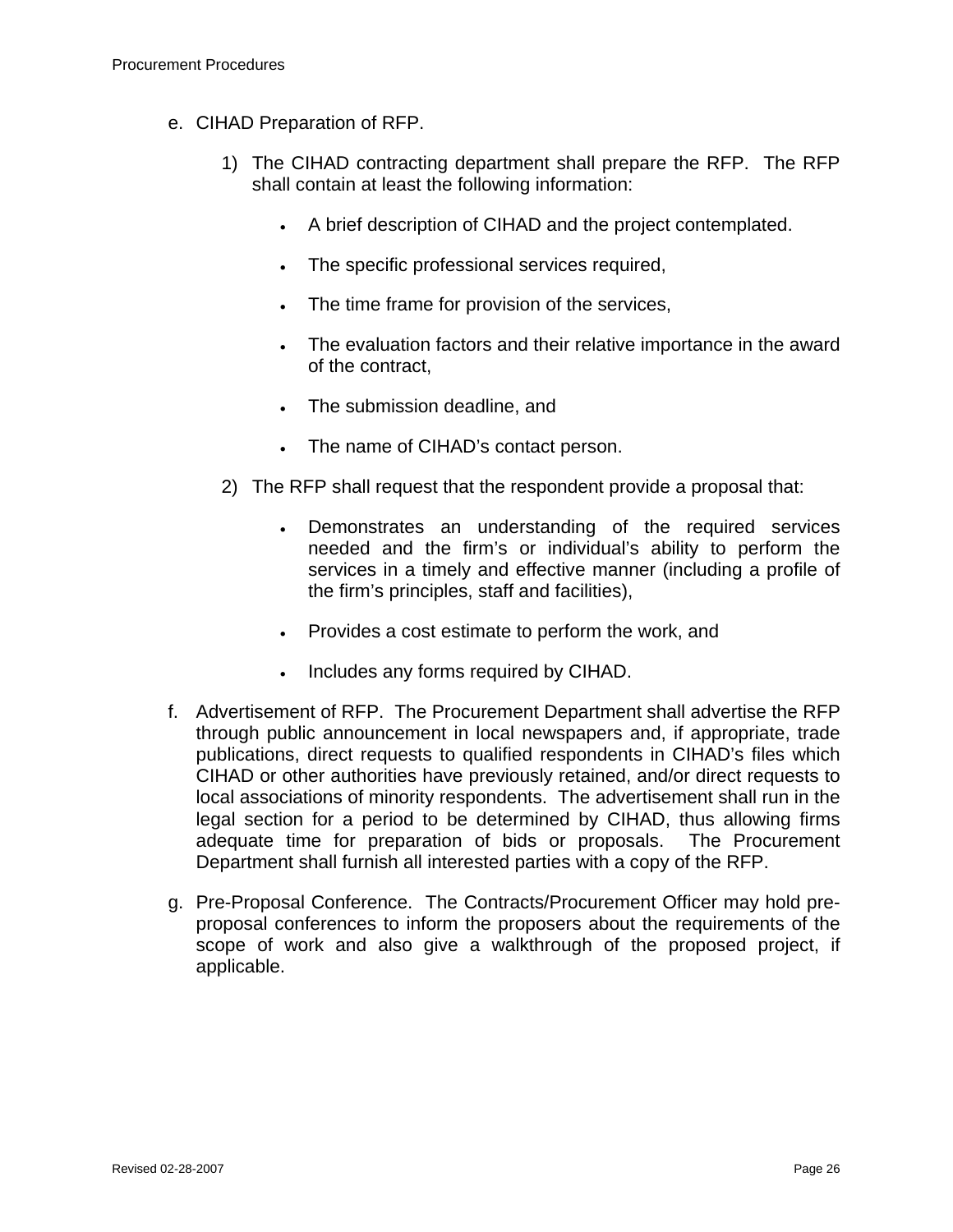e. CIHAD Preparation of RFP.

   1) The CIHAD contracting department shall prepare the RFP. The RFP shall contain at least the following information:

      - A brief description of CIHAD and the project contemplated.
      - The specific professional services required,
      - The time frame for provision of the services,
      - The evaluation factors and their relative importance in the award of the contract,
      - The submission deadline, and
      - The name of CIHAD's contact person.

   2) The RFP shall request that the respondent provide a proposal that:

      - Demonstrates an understanding of the required services needed and the firm's or individual's ability to perform the services in a timely and effective manner (including a profile of the firm's principles, staff and facilities),
      - Provides a cost estimate to perform the work, and
      - Includes any forms required by CIHAD.

f. Advertisement of RFP. The Procurement Department shall advertise the RFP through public announcement in local newspapers and, if appropriate, trade publications, direct requests to qualified respondents in CIHAD's files which CIHAD or other authorities have previously retained, and/or direct requests to local associations of minority respondents. The advertisement shall run in the legal section for a period to be determined by CIHAD, thus allowing firms adequate time for preparation of bids or proposals. The Procurement Department shall furnish all interested parties with a copy of the RFP.

g. Pre-Proposal Conference. The Contracts/Procurement Officer may hold pre-proposal conferences to inform the proposers about the requirements of the scope of work and also give a walkthrough of the proposed project, if applicable.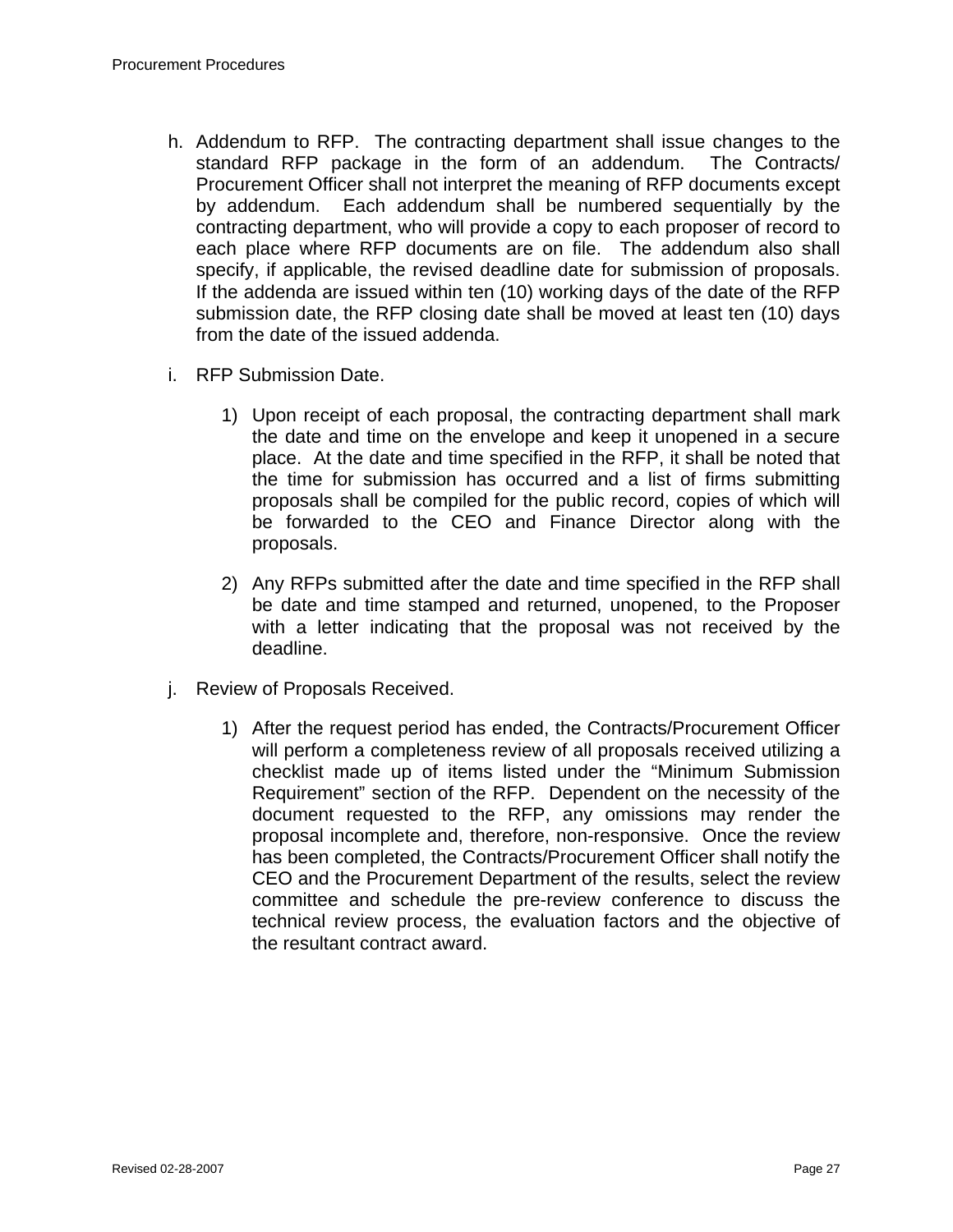h. Addendum to RFP. The contracting department shall issue changes to the standard RFP package in the form of an addendum. The Contracts/ Procurement Officer shall not interpret the meaning of RFP documents except by addendum. Each addendum shall be numbered sequentially by the contracting department, who will provide a copy to each proposer of record to each place where RFP documents are on file. The addendum also shall specify, if applicable, the revised deadline date for submission of proposals. If the addenda are issued within ten (10) working days of the date of the RFP submission date, the RFP closing date shall be moved at least ten (10) days from the date of the issued addenda.

i. RFP Submission Date.

   1) Upon receipt of each proposal, the contracting department shall mark the date and time on the envelope and keep it unopened in a secure place. At the date and time specified in the RFP, it shall be noted that the time for submission has occurred and a list of firms submitting proposals shall be compiled for the public record, copies of which will be forwarded to the CEO and Finance Director along with the proposals.

   2) Any RFPs submitted after the date and time specified in the RFP shall be date and time stamped and returned, unopened, to the Proposer with a letter indicating that the proposal was not received by the deadline.

j. Review of Proposals Received.

   1) After the request period has ended, the Contracts/Procurement Officer will perform a completeness review of all proposals received utilizing a checklist made up of items listed under the "Minimum Submission Requirement" section of the RFP. Dependent on the necessity of the document requested to the RFP, any omissions may render the proposal incomplete and, therefore, non-responsive. Once the review has been completed, the Contracts/Procurement Officer shall notify the CEO and the Procurement Department of the results, select the review committee and schedule the pre-review conference to discuss the technical review process, the evaluation factors and the objective of the resultant contract award.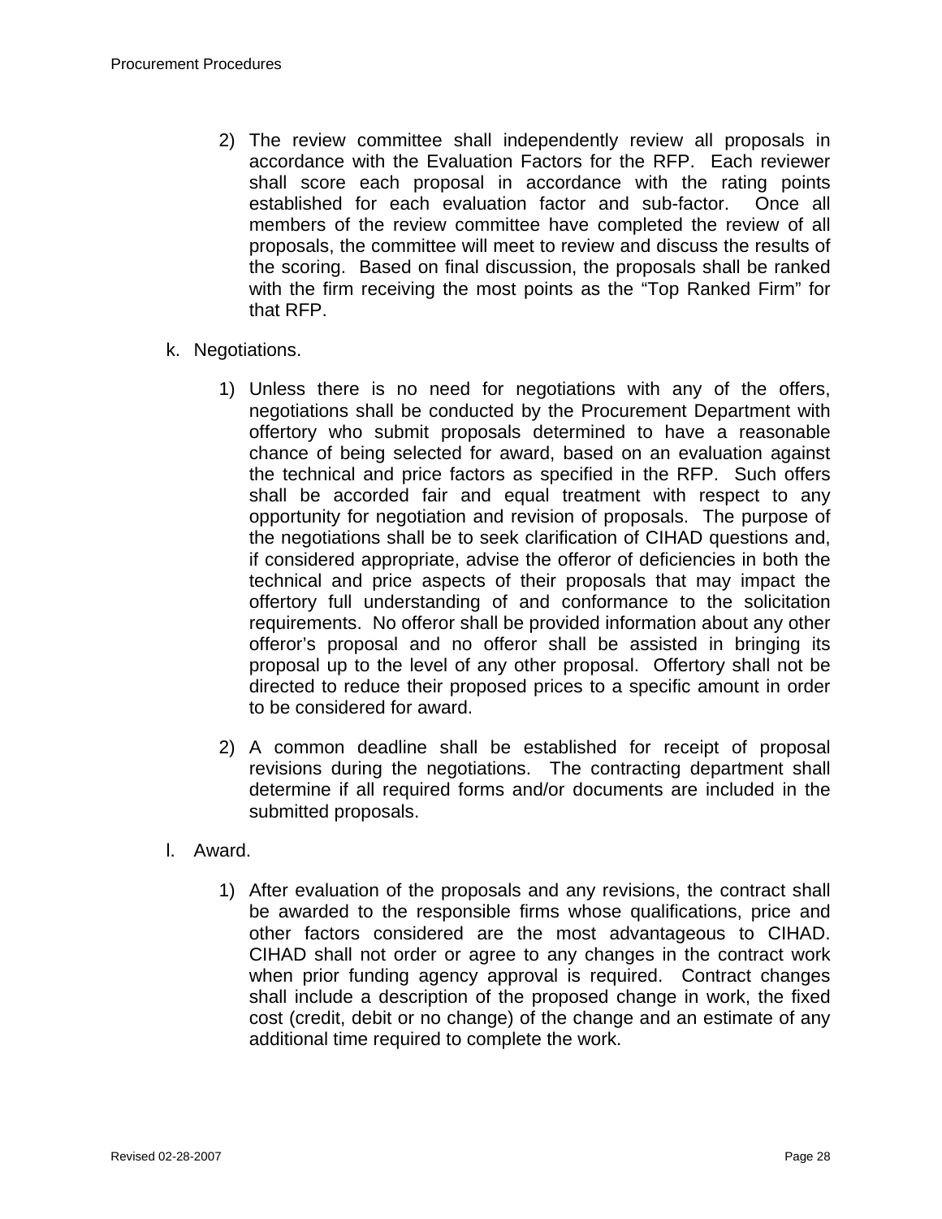2) The review committee shall independently review all proposals in accordance with the Evaluation Factors for the RFP. Each reviewer shall score each proposal in accordance with the rating points established for each evaluation factor and sub-factor. Once all members of the review committee have completed the review of all proposals, the committee will meet to review and discuss the results of the scoring. Based on final discussion, the proposals shall be ranked with the firm receiving the most points as the "Top Ranked Firm" for that RFP.

k. Negotiations.

1) Unless there is no need for negotiations with any of the offers, negotiations shall be conducted by the Procurement Department with offertory who submit proposals determined to have a reasonable chance of being selected for award, based on an evaluation against the technical and price factors as specified in the RFP. Such offers shall be accorded fair and equal treatment with respect to any opportunity for negotiation and revision of proposals. The purpose of the negotiations shall be to seek clarification of CIHAD questions and, if considered appropriate, advise the offeror of deficiencies in both the technical and price aspects of their proposals that may impact the offertory full understanding of and conformance to the solicitation requirements. No offeror shall be provided information about any other offeror's proposal and no offeror shall be assisted in bringing its proposal up to the level of any other proposal. Offertory shall not be directed to reduce their proposed prices to a specific amount in order to be considered for award.

2) A common deadline shall be established for receipt of proposal revisions during the negotiations. The contracting department shall determine if all required forms and/or documents are included in the submitted proposals.

l. Award.

1) After evaluation of the proposals and any revisions, the contract shall be awarded to the responsible firms whose qualifications, price and other factors considered are the most advantageous to CIHAD. CIHAD shall not order or agree to any changes in the contract work when prior funding agency approval is required. Contract changes shall include a description of the proposed change in work, the fixed cost (credit, debit or no change) of the change and an estimate of any additional time required to complete the work.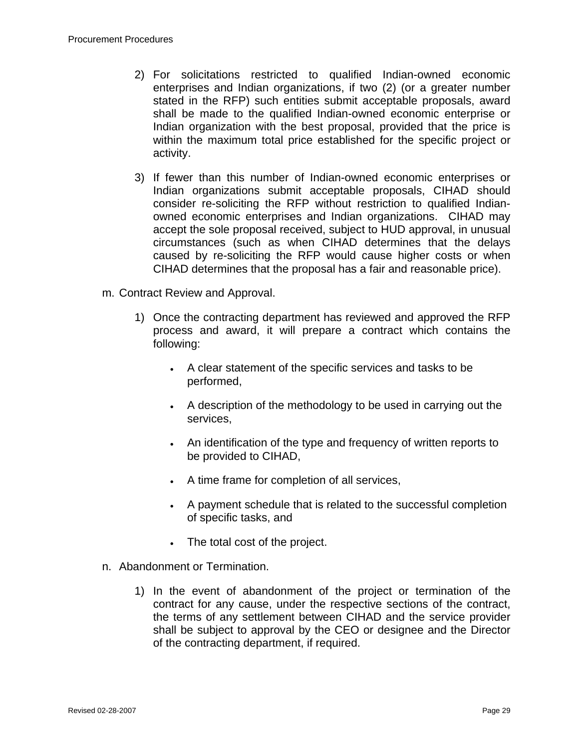2) For solicitations restricted to qualified Indian-owned economic enterprises and Indian organizations, if two (2) (or a greater number stated in the RFP) such entities submit acceptable proposals, award shall be made to the qualified Indian-owned economic enterprise or Indian organization with the best proposal, provided that the price is within the maximum total price established for the specific project or activity.

3) If fewer than this number of Indian-owned economic enterprises or Indian organizations submit acceptable proposals, CIHAD should consider re-soliciting the RFP without restriction to qualified Indian-owned economic enterprises and Indian organizations. CIHAD may accept the sole proposal received, subject to HUD approval, in unusual circumstances (such as when CIHAD determines that the delays caused by re-soliciting the RFP would cause higher costs or when CIHAD determines that the proposal has a fair and reasonable price).

m. Contract Review and Approval.

1) Once the contracting department has reviewed and approved the RFP process and award, it will prepare a contract which contains the following:

- A clear statement of the specific services and tasks to be performed,
- A description of the methodology to be used in carrying out the services,
- An identification of the type and frequency of written reports to be provided to CIHAD,
- A time frame for completion of all services,
- A payment schedule that is related to the successful completion of specific tasks, and
- The total cost of the project.

n. Abandonment or Termination.

1) In the event of abandonment of the project or termination of the contract for any cause, under the respective sections of the contract, the terms of any settlement between CIHAD and the service provider shall be subject to approval by the CEO or designee and the Director of the contracting department, if required.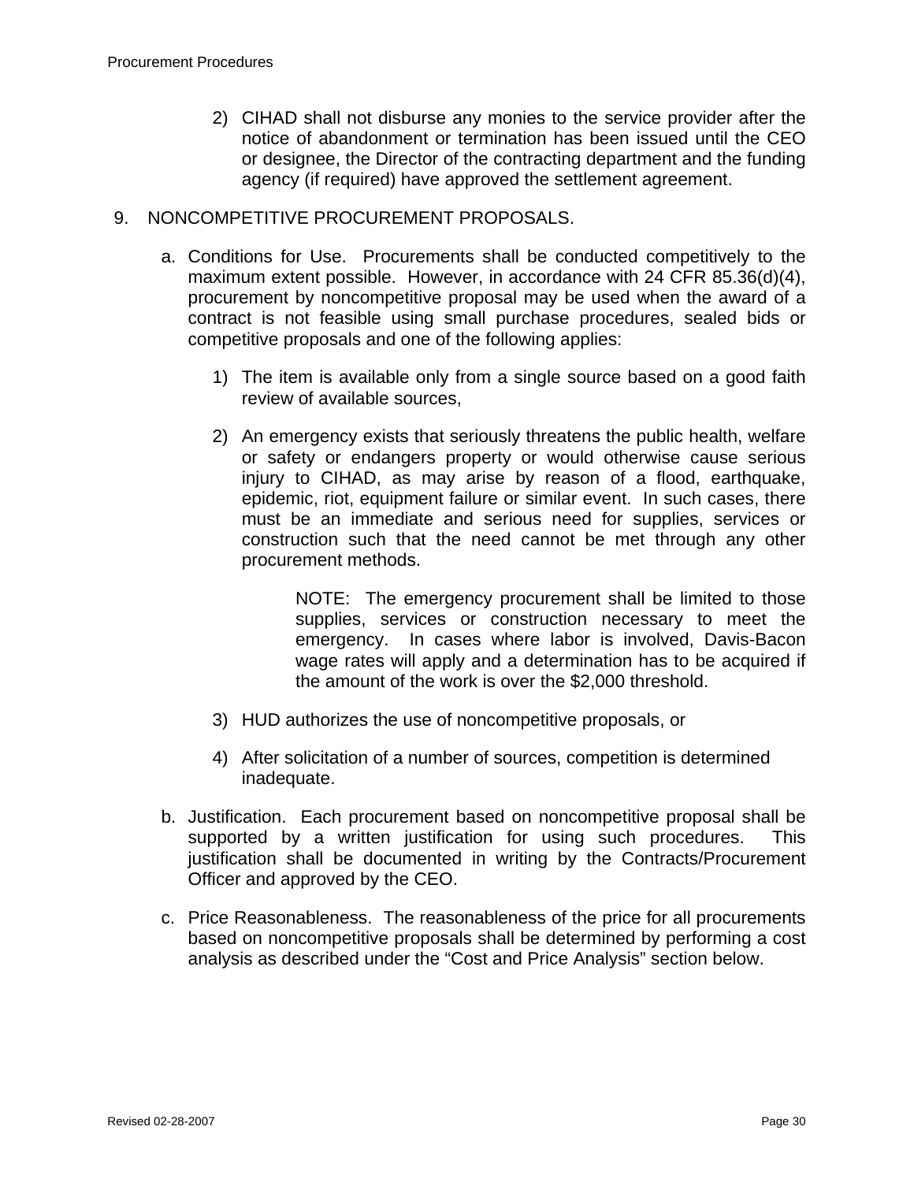2) CIHAD shall not disburse any monies to the service provider after the notice of abandonment or termination has been issued until the CEO or designee, the Director of the contracting department and the funding agency (if required) have approved the settlement agreement.

## 9. NONCOMPETITIVE PROCUREMENT PROPOSALS.

a. Conditions for Use. Procurements shall be conducted competitively to the maximum extent possible. However, in accordance with 24 CFR 85.36(d)(4), procurement by noncompetitive proposal may be used when the award of a contract is not feasible using small purchase procedures, sealed bids or competitive proposals and one of the following applies:

1) The item is available only from a single source based on a good faith review of available sources,

2) An emergency exists that seriously threatens the public health, welfare or safety or endangers property or would otherwise cause serious injury to CIHAD, as may arise by reason of a flood, earthquake, epidemic, riot, equipment failure or similar event. In such cases, there must be an immediate and serious need for supplies, services or construction such that the need cannot be met through any other procurement methods.

   NOTE: The emergency procurement shall be limited to those supplies, services or construction necessary to meet the emergency. In cases where labor is involved, Davis-Bacon wage rates will apply and a determination has to be acquired if the amount of the work is over the $2,000 threshold.

3) HUD authorizes the use of noncompetitive proposals, or

4) After solicitation of a number of sources, competition is determined inadequate.

b. Justification. Each procurement based on noncompetitive proposal shall be supported by a written justification for using such procedures. This justification shall be documented in writing by the Contracts/Procurement Officer and approved by the CEO.

c. Price Reasonableness. The reasonableness of the price for all procurements based on noncompetitive proposals shall be determined by performing a cost analysis as described under the "Cost and Price Analysis" section below.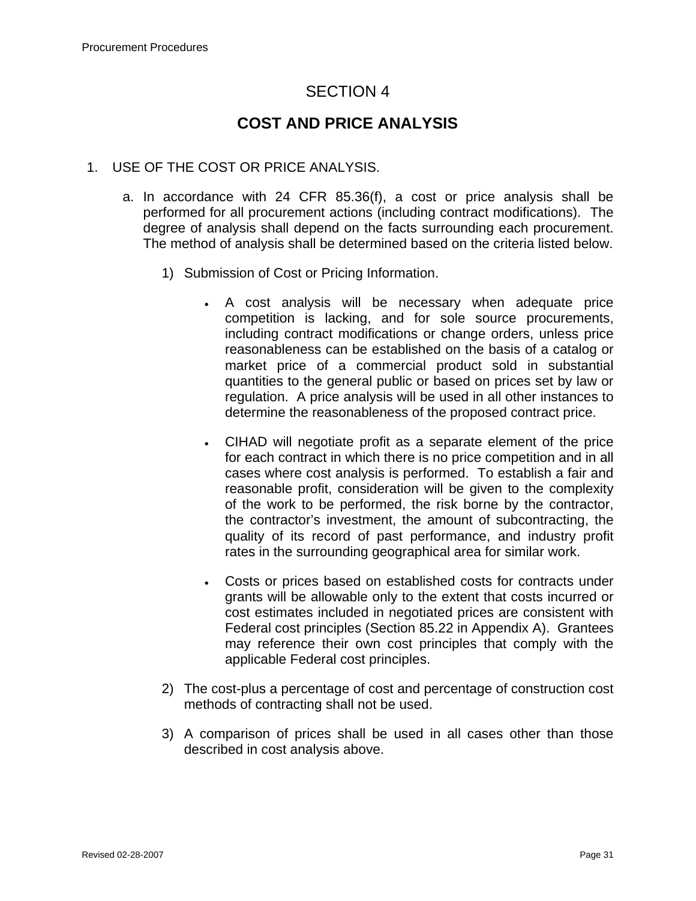# SECTION 4

## COST AND PRICE ANALYSIS

1. USE OF THE COST OR PRICE ANALYSIS.

   a. In accordance with 24 CFR 85.36(f), a cost or price analysis shall be performed for all procurement actions (including contract modifications). The degree of analysis shall depend on the facts surrounding each procurement. The method of analysis shall be determined based on the criteria listed below.

      1) Submission of Cost or Pricing Information.

         - A cost analysis will be necessary when adequate price competition is lacking, and for sole source procurements, including contract modifications or change orders, unless price reasonableness can be established on the basis of a catalog or market price of a commercial product sold in substantial quantities to the general public or based on prices set by law or regulation. A price analysis will be used in all other instances to determine the reasonableness of the proposed contract price.

         - CIHAD will negotiate profit as a separate element of the price for each contract in which there is no price competition and in all cases where cost analysis is performed. To establish a fair and reasonable profit, consideration will be given to the complexity of the work to be performed, the risk borne by the contractor, the contractor's investment, the amount of subcontracting, the quality of its record of past performance, and industry profit rates in the surrounding geographical area for similar work.

         - Costs or prices based on established costs for contracts under grants will be allowable only to the extent that costs incurred or cost estimates included in negotiated prices are consistent with Federal cost principles (Section 85.22 in Appendix A). Grantees may reference their own cost principles that comply with the applicable Federal cost principles.

      2) The cost-plus a percentage of cost and percentage of construction cost methods of contracting shall not be used.

      3) A comparison of prices shall be used in all cases other than those described in cost analysis above.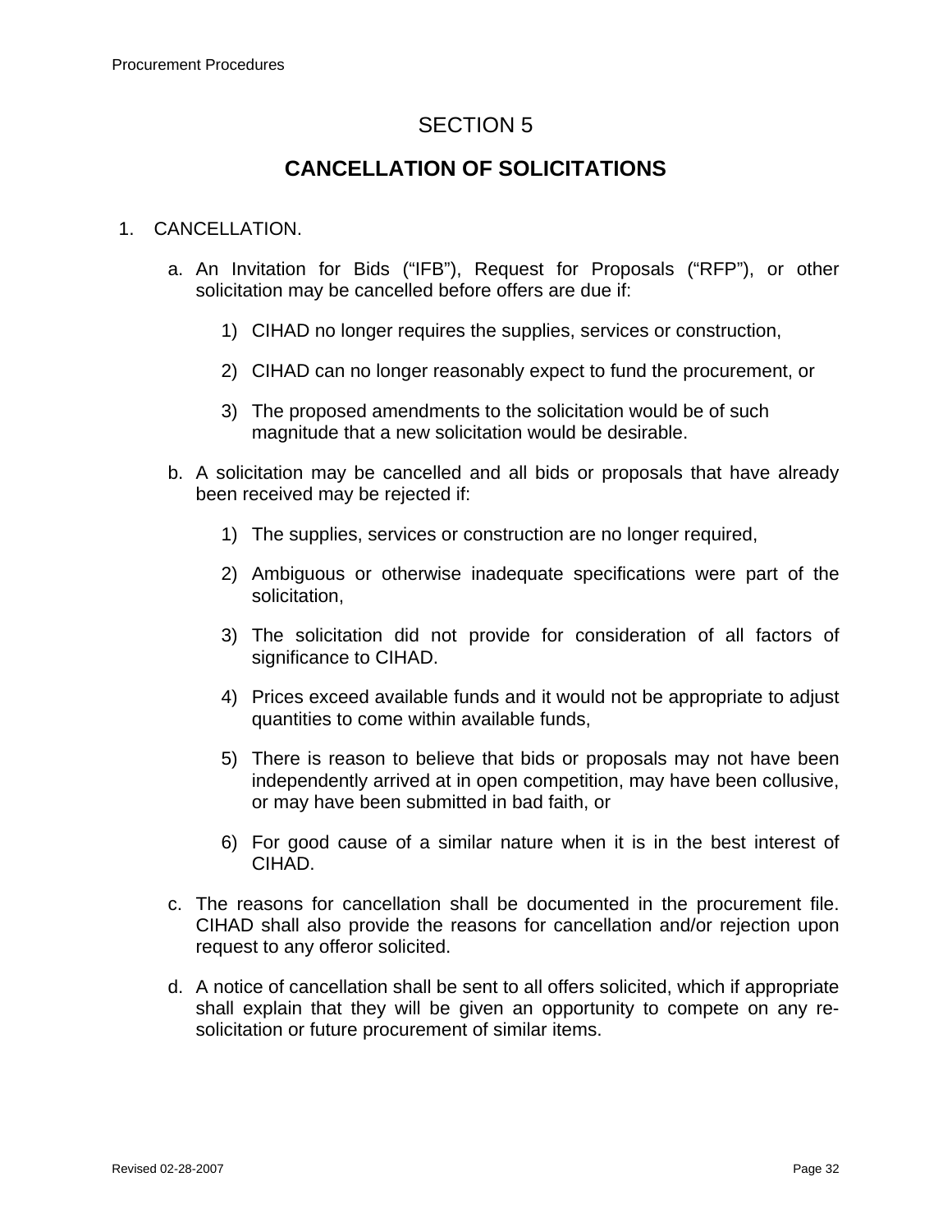# SECTION 5

## CANCELLATION OF SOLICITATIONS

1. CANCELLATION.

   a. An Invitation for Bids ("IFB"), Request for Proposals ("RFP"), or other solicitation may be cancelled before offers are due if:

      1) CIHAD no longer requires the supplies, services or construction,

      2) CIHAD can no longer reasonably expect to fund the procurement, or

      3) The proposed amendments to the solicitation would be of such magnitude that a new solicitation would be desirable.

   b. A solicitation may be cancelled and all bids or proposals that have already been received may be rejected if:

      1) The supplies, services or construction are no longer required,

      2) Ambiguous or otherwise inadequate specifications were part of the solicitation,

      3) The solicitation did not provide for consideration of all factors of significance to CIHAD.

      4) Prices exceed available funds and it would not be appropriate to adjust quantities to come within available funds,

      5) There is reason to believe that bids or proposals may not have been independently arrived at in open competition, may have been collusive, or may have been submitted in bad faith, or

      6) For good cause of a similar nature when it is in the best interest of CIHAD.

   c. The reasons for cancellation shall be documented in the procurement file. CIHAD shall also provide the reasons for cancellation and/or rejection upon request to any offeror solicited.

   d. A notice of cancellation shall be sent to all offers solicited, which if appropriate shall explain that they will be given an opportunity to compete on any re-solicitation or future procurement of similar items.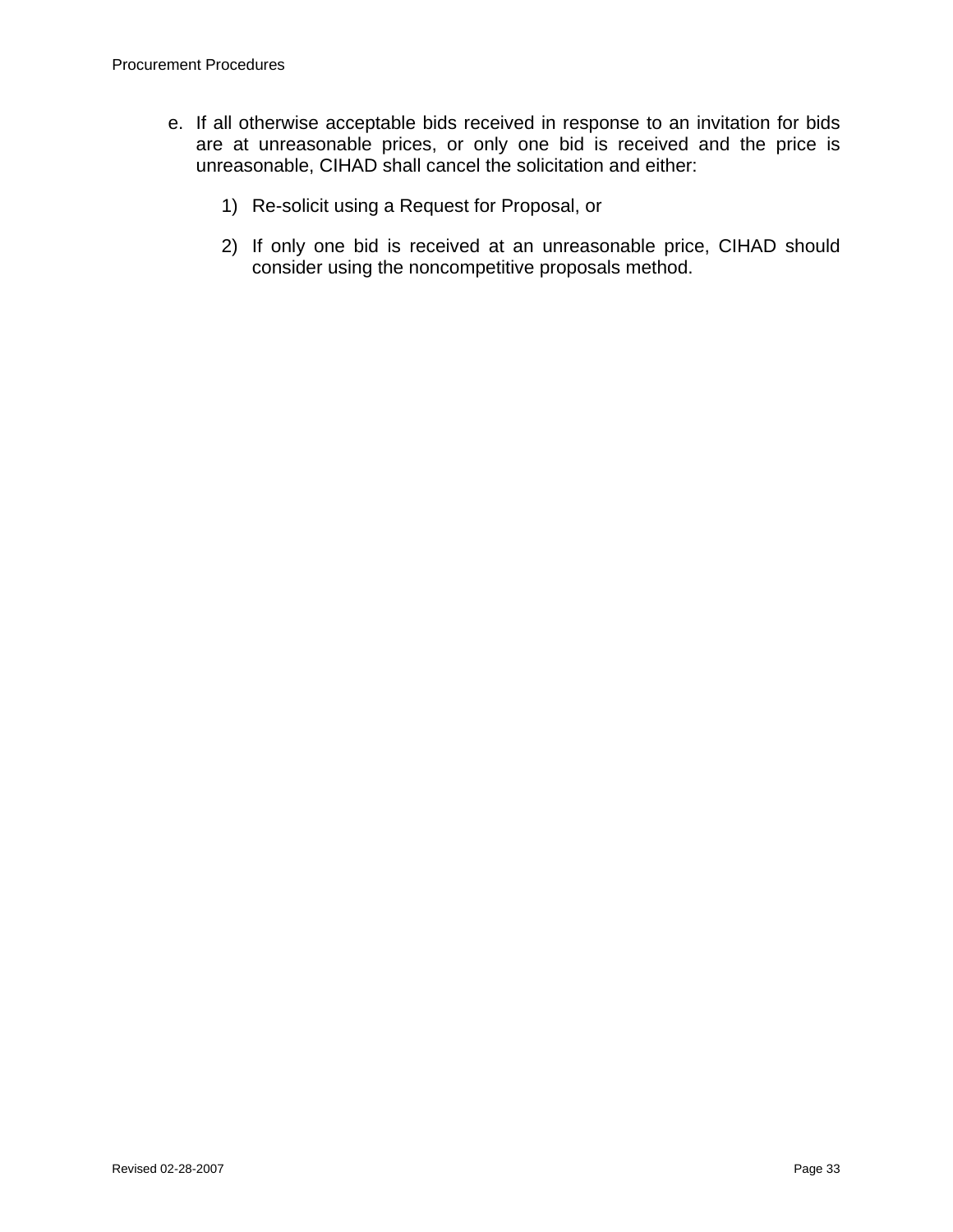e. If all otherwise acceptable bids received in response to an invitation for bids are at unreasonable prices, or only one bid is received and the price is unreasonable, CIHAD shall cancel the solicitation and either:

   1) Re-solicit using a Request for Proposal, or

   2) If only one bid is received at an unreasonable price, CIHAD should consider using the noncompetitive proposals method.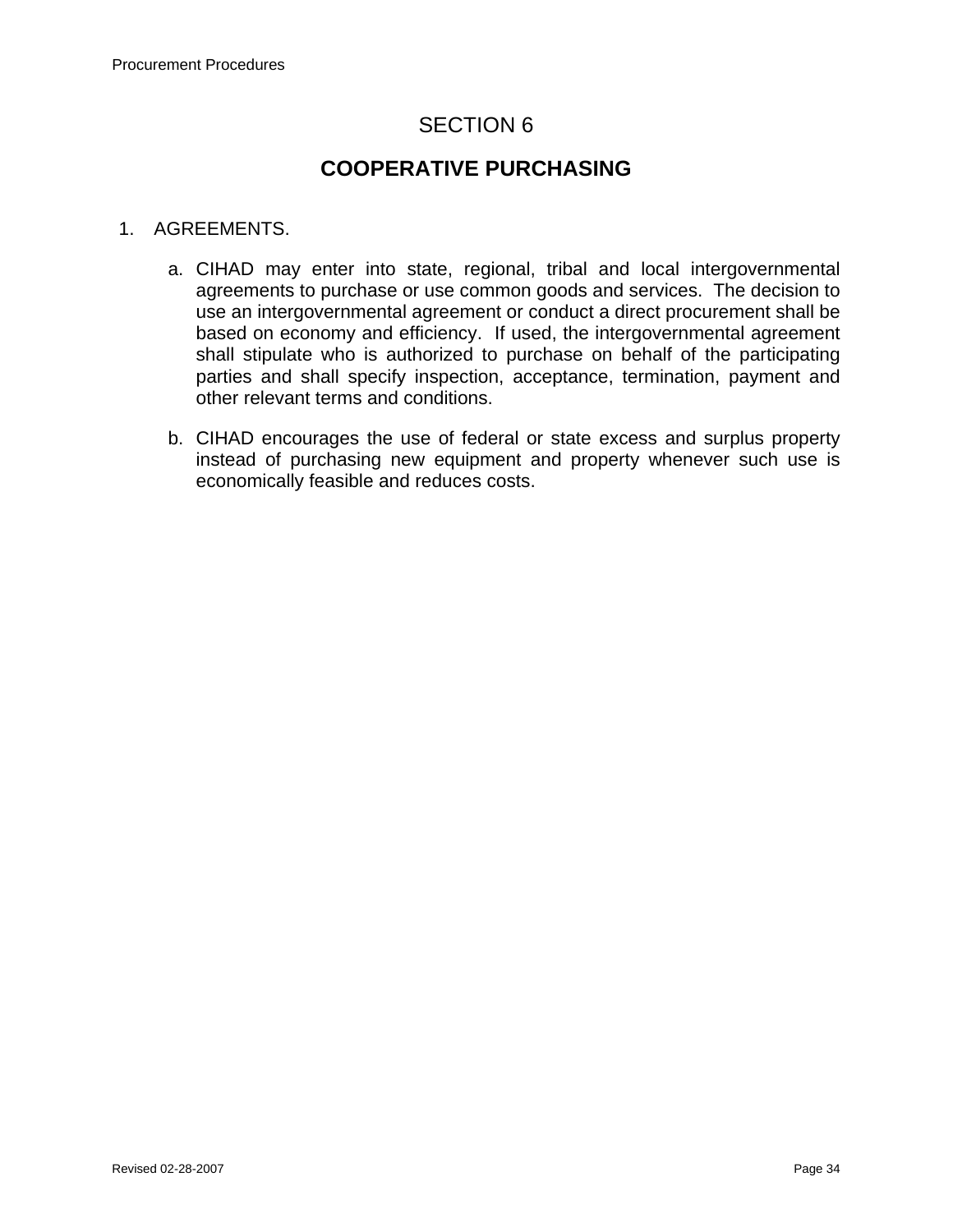# SECTION 6

## COOPERATIVE PURCHASING

1. AGREEMENTS.

   a. CIHAD may enter into state, regional, tribal and local intergovernmental agreements to purchase or use common goods and services. The decision to use an intergovernmental agreement or conduct a direct procurement shall be based on economy and efficiency. If used, the intergovernmental agreement shall stipulate who is authorized to purchase on behalf of the participating parties and shall specify inspection, acceptance, termination, payment and other relevant terms and conditions.

   b. CIHAD encourages the use of federal or state excess and surplus property instead of purchasing new equipment and property whenever such use is economically feasible and reduces costs.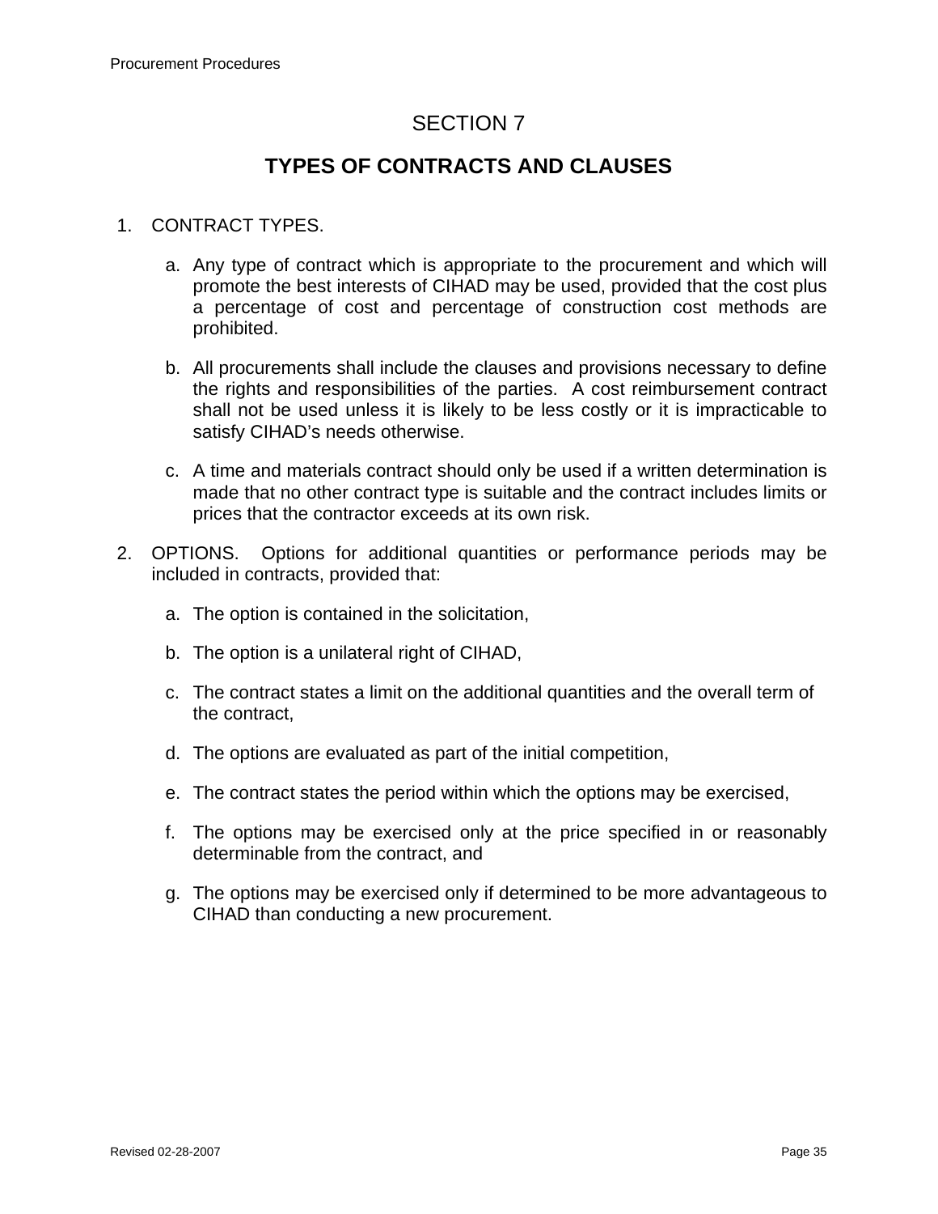# SECTION 7

## TYPES OF CONTRACTS AND CLAUSES

1. CONTRACT TYPES.

   a. Any type of contract which is appropriate to the procurement and which will promote the best interests of CIHAD may be used, provided that the cost plus a percentage of cost and percentage of construction cost methods are prohibited.

   b. All procurements shall include the clauses and provisions necessary to define the rights and responsibilities of the parties. A cost reimbursement contract shall not be used unless it is likely to be less costly or it is impracticable to satisfy CIHAD's needs otherwise.

   c. A time and materials contract should only be used if a written determination is made that no other contract type is suitable and the contract includes limits or prices that the contractor exceeds at its own risk.

2. OPTIONS. Options for additional quantities or performance periods may be included in contracts, provided that:

   a. The option is contained in the solicitation,

   b. The option is a unilateral right of CIHAD,

   c. The contract states a limit on the additional quantities and the overall term of the contract,

   d. The options are evaluated as part of the initial competition,

   e. The contract states the period within which the options may be exercised,

   f. The options may be exercised only at the price specified in or reasonably determinable from the contract, and

   g. The options may be exercised only if determined to be more advantageous to CIHAD than conducting a new procurement.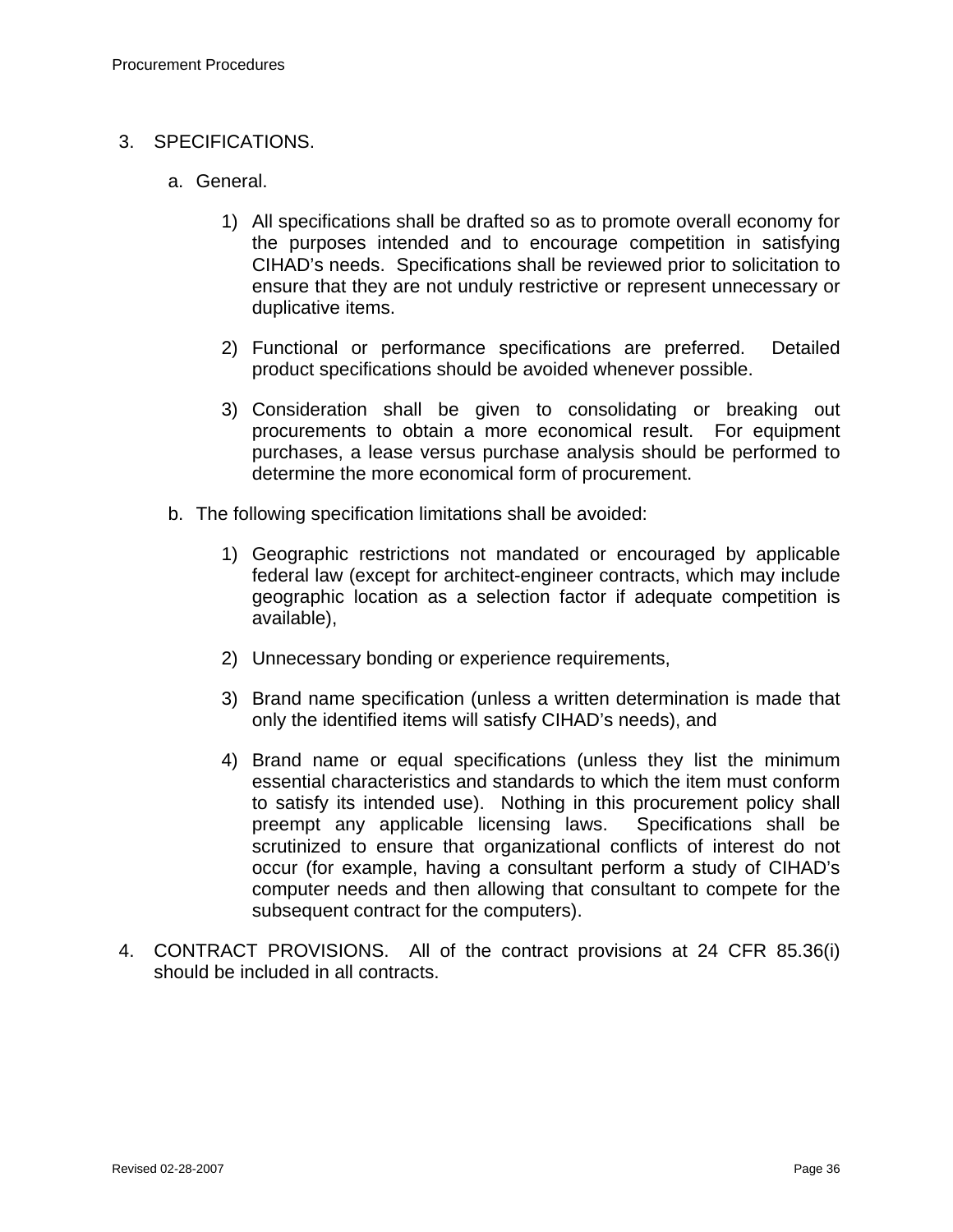3. SPECIFICATIONS.

   a. General.

      1) All specifications shall be drafted so as to promote overall economy for the purposes intended and to encourage competition in satisfying CIHAD's needs. Specifications shall be reviewed prior to solicitation to ensure that they are not unduly restrictive or represent unnecessary or duplicative items.

      2) Functional or performance specifications are preferred. Detailed product specifications should be avoided whenever possible.

      3) Consideration shall be given to consolidating or breaking out procurements to obtain a more economical result. For equipment purchases, a lease versus purchase analysis should be performed to determine the more economical form of procurement.

   b. The following specification limitations shall be avoided:

      1) Geographic restrictions not mandated or encouraged by applicable federal law (except for architect-engineer contracts, which may include geographic location as a selection factor if adequate competition is available),

      2) Unnecessary bonding or experience requirements,

      3) Brand name specification (unless a written determination is made that only the identified items will satisfy CIHAD's needs), and

      4) Brand name or equal specifications (unless they list the minimum essential characteristics and standards to which the item must conform to satisfy its intended use). Nothing in this procurement policy shall preempt any applicable licensing laws. Specifications shall be scrutinized to ensure that organizational conflicts of interest do not occur (for example, having a consultant perform a study of CIHAD's computer needs and then allowing that consultant to compete for the subsequent contract for the computers).

4. CONTRACT PROVISIONS. All of the contract provisions at 24 CFR 85.36(i) should be included in all contracts.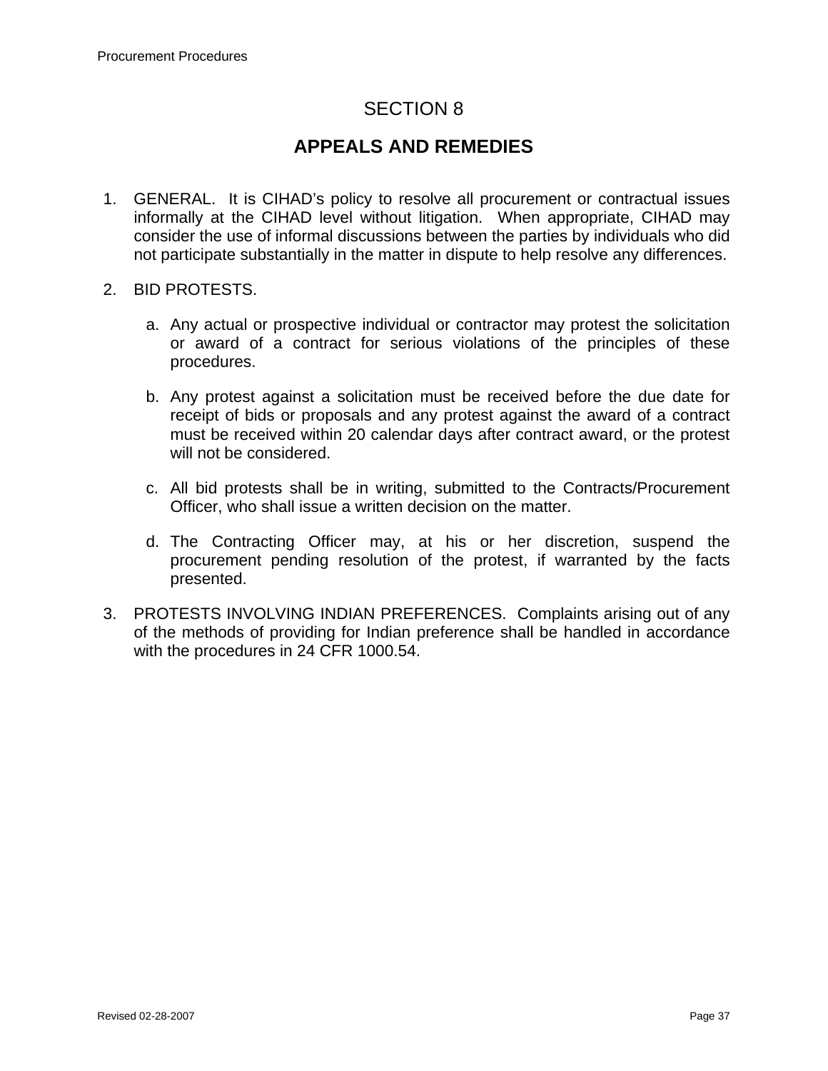# SECTION 8

## APPEALS AND REMEDIES

1. GENERAL. It is CIHAD's policy to resolve all procurement or contractual issues informally at the CIHAD level without litigation. When appropriate, CIHAD may consider the use of informal discussions between the parties by individuals who did not participate substantially in the matter in dispute to help resolve any differences.

2. BID PROTESTS.

   a. Any actual or prospective individual or contractor may protest the solicitation or award of a contract for serious violations of the principles of these procedures.

   b. Any protest against a solicitation must be received before the due date for receipt of bids or proposals and any protest against the award of a contract must be received within 20 calendar days after contract award, or the protest will not be considered.

   c. All bid protests shall be in writing, submitted to the Contracts/Procurement Officer, who shall issue a written decision on the matter.

   d. The Contracting Officer may, at his or her discretion, suspend the procurement pending resolution of the protest, if warranted by the facts presented.

3. PROTESTS INVOLVING INDIAN PREFERENCES. Complaints arising out of any of the methods of providing for Indian preference shall be handled in accordance with the procedures in 24 CFR 1000.54.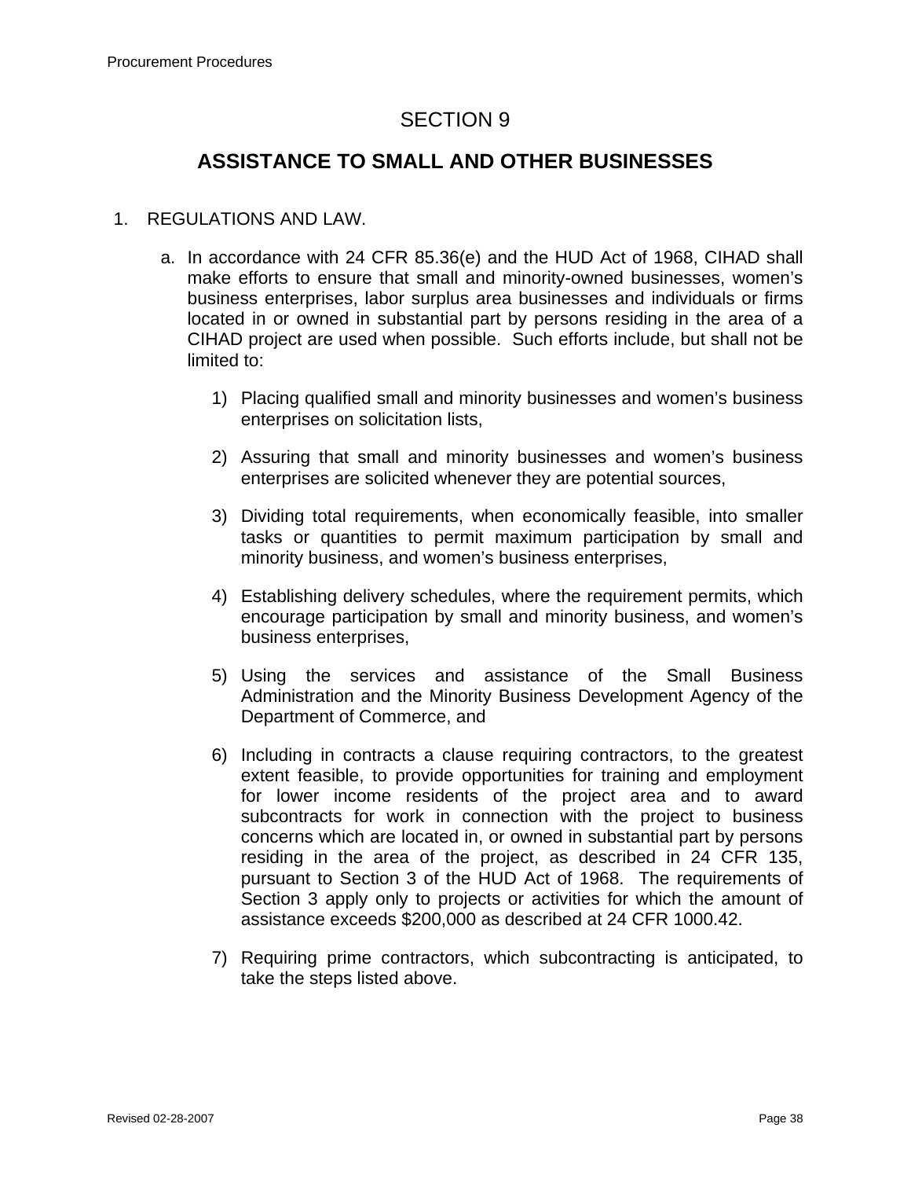# SECTION 9

## ASSISTANCE TO SMALL AND OTHER BUSINESSES

1. REGULATIONS AND LAW.

   a. In accordance with 24 CFR 85.36(e) and the HUD Act of 1968, CIHAD shall make efforts to ensure that small and minority-owned businesses, women's business enterprises, labor surplus area businesses and individuals or firms located in or owned in substantial part by persons residing in the area of a CIHAD project are used when possible. Such efforts include, but shall not be limited to:

      1) Placing qualified small and minority businesses and women's business enterprises on solicitation lists,

      2) Assuring that small and minority businesses and women's business enterprises are solicited whenever they are potential sources,

      3) Dividing total requirements, when economically feasible, into smaller tasks or quantities to permit maximum participation by small and minority business, and women's business enterprises,

      4) Establishing delivery schedules, where the requirement permits, which encourage participation by small and minority business, and women's business enterprises,

      5) Using the services and assistance of the Small Business Administration and the Minority Business Development Agency of the Department of Commerce, and

      6) Including in contracts a clause requiring contractors, to the greatest extent feasible, to provide opportunities for training and employment for lower income residents of the project area and to award subcontracts for work in connection with the project to business concerns which are located in, or owned in substantial part by persons residing in the area of the project, as described in 24 CFR 135, pursuant to Section 3 of the HUD Act of 1968. The requirements of Section 3 apply only to projects or activities for which the amount of assistance exceeds $200,000 as described at 24 CFR 1000.42.

      7) Requiring prime contractors, which subcontracting is anticipated, to take the steps listed above.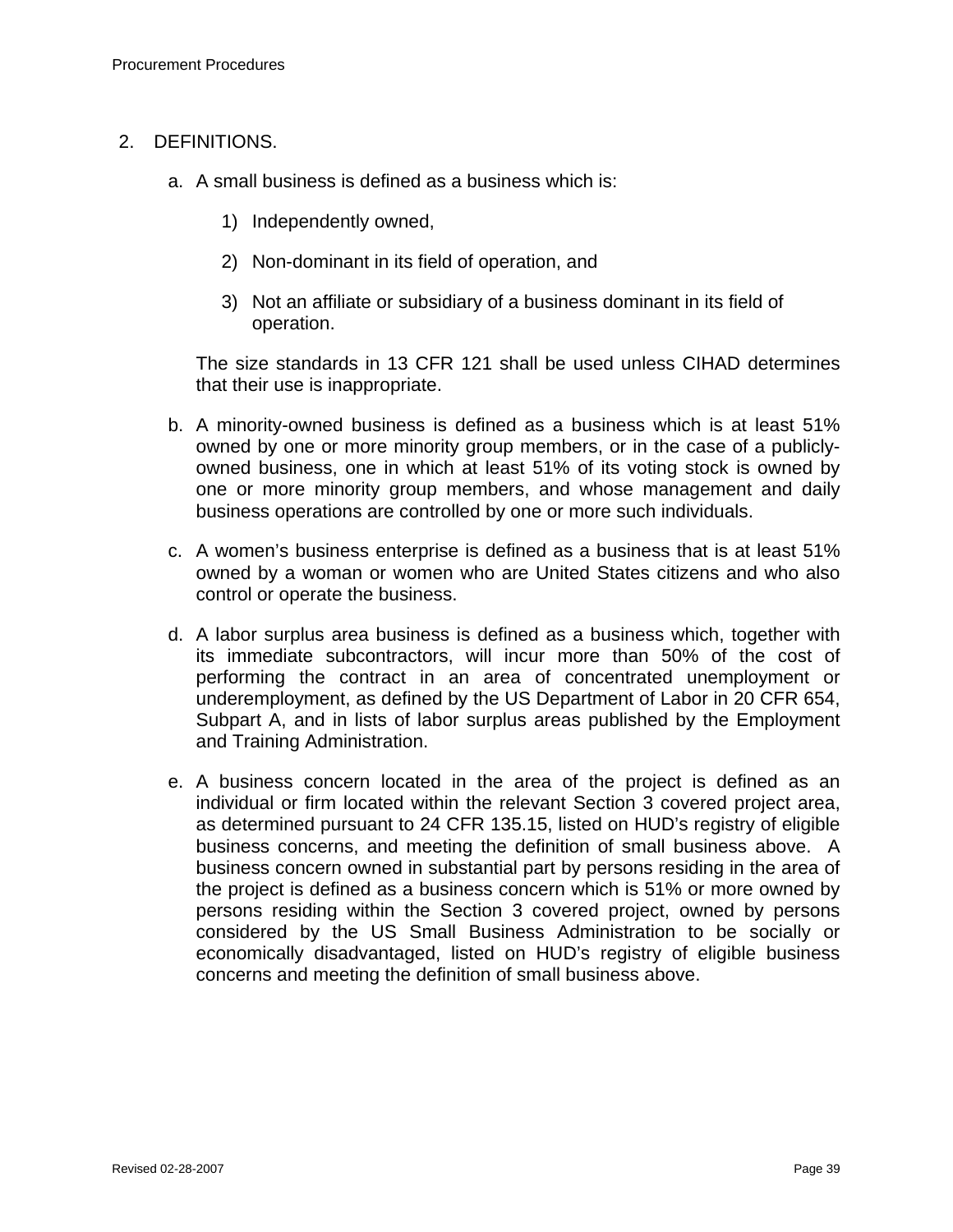2. DEFINITIONS.

   a. A small business is defined as a business which is:

      1) Independently owned,

      2) Non-dominant in its field of operation, and

      3) Not an affiliate or subsidiary of a business dominant in its field of operation.

      The size standards in 13 CFR 121 shall be used unless CIHAD determines that their use is inappropriate.

   b. A minority-owned business is defined as a business which is at least 51% owned by one or more minority group members, or in the case of a publicly-owned business, one in which at least 51% of its voting stock is owned by one or more minority group members, and whose management and daily business operations are controlled by one or more such individuals.

   c. A women's business enterprise is defined as a business that is at least 51% owned by a woman or women who are United States citizens and who also control or operate the business.

   d. A labor surplus area business is defined as a business which, together with its immediate subcontractors, will incur more than 50% of the cost of performing the contract in an area of concentrated unemployment or underemployment, as defined by the US Department of Labor in 20 CFR 654, Subpart A, and in lists of labor surplus areas published by the Employment and Training Administration.

   e. A business concern located in the area of the project is defined as an individual or firm located within the relevant Section 3 covered project area, as determined pursuant to 24 CFR 135.15, listed on HUD's registry of eligible business concerns, and meeting the definition of small business above. A business concern owned in substantial part by persons residing in the area of the project is defined as a business concern which is 51% or more owned by persons residing within the Section 3 covered project, owned by persons considered by the US Small Business Administration to be socially or economically disadvantaged, listed on HUD's registry of eligible business concerns and meeting the definition of small business above.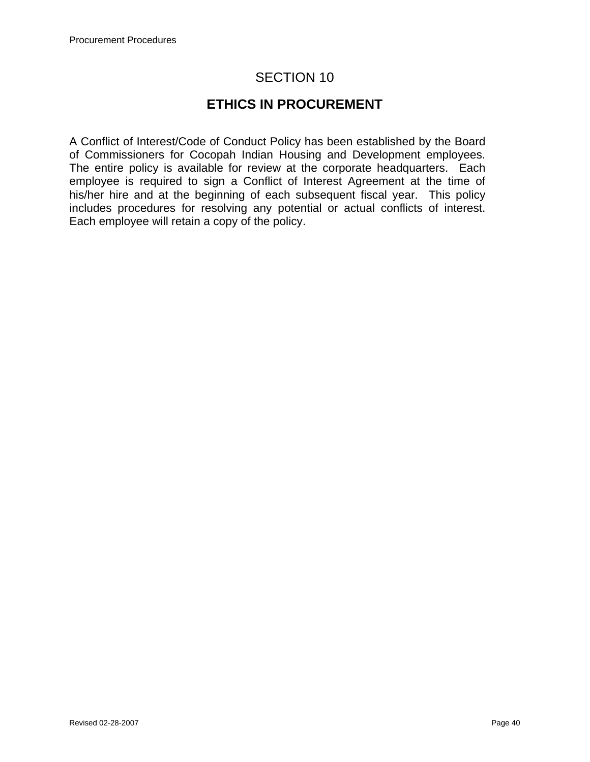# SECTION 10

## ETHICS IN PROCUREMENT

A Conflict of Interest/Code of Conduct Policy has been established by the Board of Commissioners for Cocopah Indian Housing and Development employees. The entire policy is available for review at the corporate headquarters. Each employee is required to sign a Conflict of Interest Agreement at the time of his/her hire and at the beginning of each subsequent fiscal year. This policy includes procedures for resolving any potential or actual conflicts of interest. Each employee will retain a copy of the policy.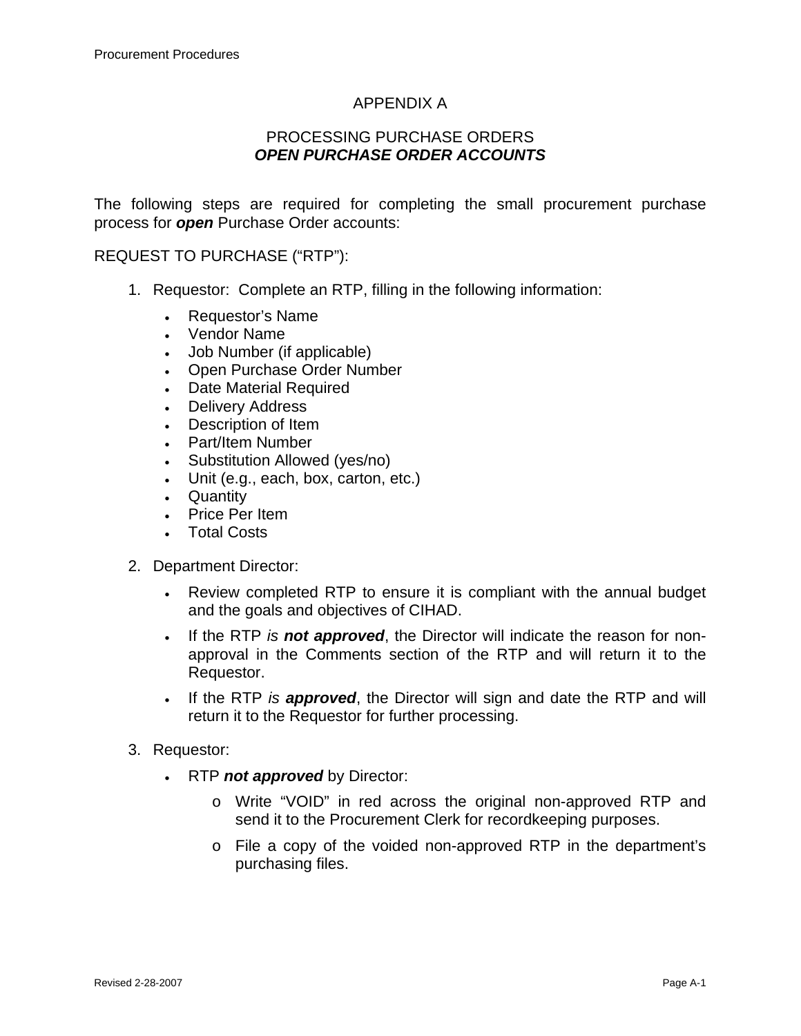# APPENDIX A

## PROCESSING PURCHASE ORDERS
## ***OPEN PURCHASE ORDER ACCOUNTS***

The following steps are required for completing the small procurement purchase process for ***open*** Purchase Order accounts:

REQUEST TO PURCHASE ("RTP"):

1. Requestor: Complete an RTP, filling in the following information:
   - Requestor's Name
   - Vendor Name
   - Job Number (if applicable)
   - Open Purchase Order Number
   - Date Material Required
   - Delivery Address
   - Description of Item
   - Part/Item Number
   - Substitution Allowed (yes/no)
   - Unit (e.g., each, box, carton, etc.)
   - Quantity
   - Price Per Item
   - Total Costs

2. Department Director:
   - Review completed RTP to ensure it is compliant with the annual budget and the goals and objectives of CIHAD.
   - If the RTP *is* ***not approved***, the Director will indicate the reason for non-approval in the Comments section of the RTP and will return it to the Requestor.
   - If the RTP *is* ***approved***, the Director will sign and date the RTP and will return it to the Requestor for further processing.

3. Requestor:
   - RTP ***not approved*** by Director:
     - Write "VOID" in red across the original non-approved RTP and send it to the Procurement Clerk for recordkeeping purposes.
     - File a copy of the voided non-approved RTP in the department's purchasing files.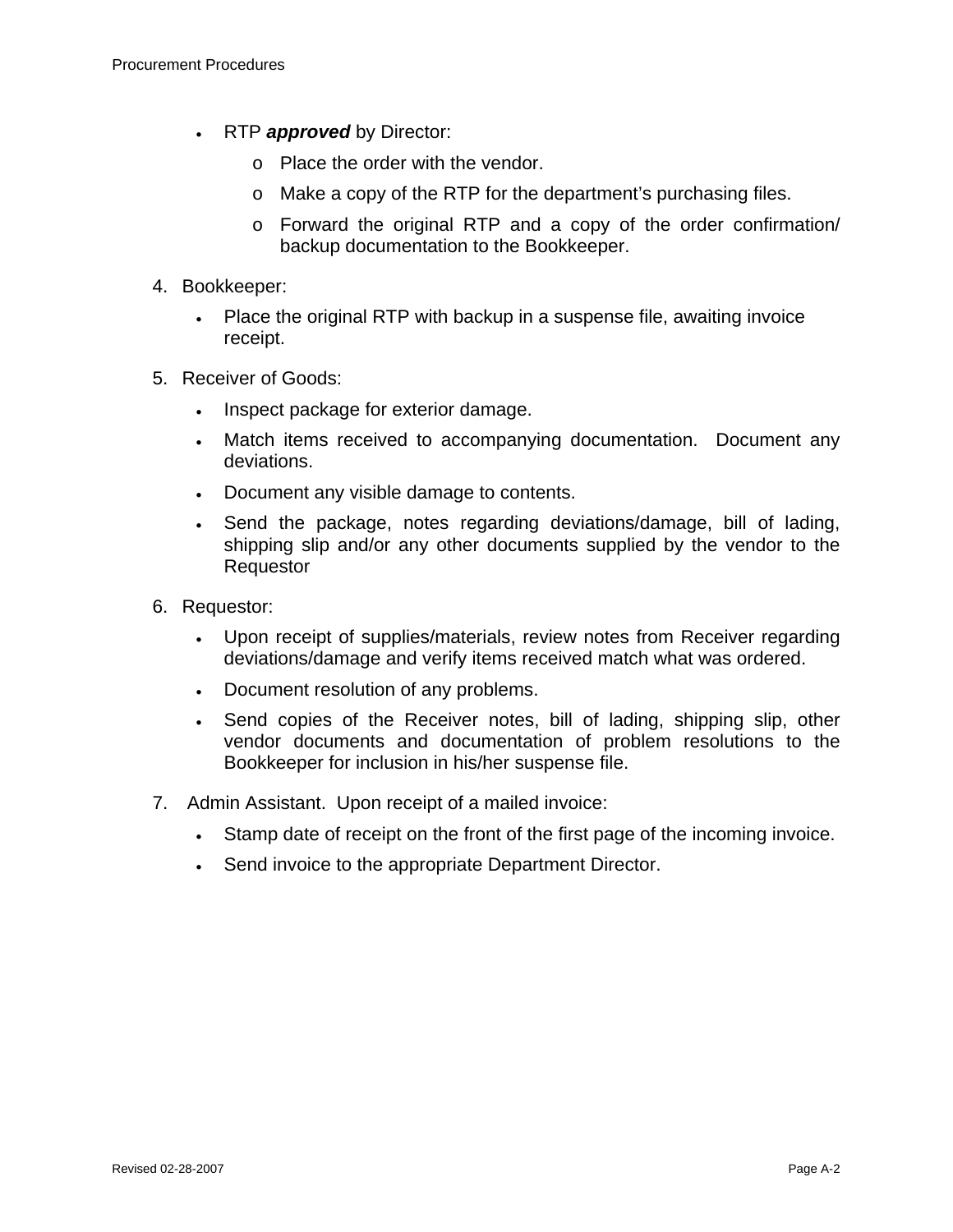- RTP ***approved*** by Director:
  - Place the order with the vendor.
  - Make a copy of the RTP for the department's purchasing files.
  - Forward the original RTP and a copy of the order confirmation/ backup documentation to the Bookkeeper.

4. Bookkeeper:
   - Place the original RTP with backup in a suspense file, awaiting invoice receipt.

5. Receiver of Goods:
   - Inspect package for exterior damage.
   - Match items received to accompanying documentation. Document any deviations.
   - Document any visible damage to contents.
   - Send the package, notes regarding deviations/damage, bill of lading, shipping slip and/or any other documents supplied by the vendor to the Requestor

6. Requestor:
   - Upon receipt of supplies/materials, review notes from Receiver regarding deviations/damage and verify items received match what was ordered.
   - Document resolution of any problems.
   - Send copies of the Receiver notes, bill of lading, shipping slip, other vendor documents and documentation of problem resolutions to the Bookkeeper for inclusion in his/her suspense file.

7. Admin Assistant. Upon receipt of a mailed invoice:
   - Stamp date of receipt on the front of the first page of the incoming invoice.
   - Send invoice to the appropriate Department Director.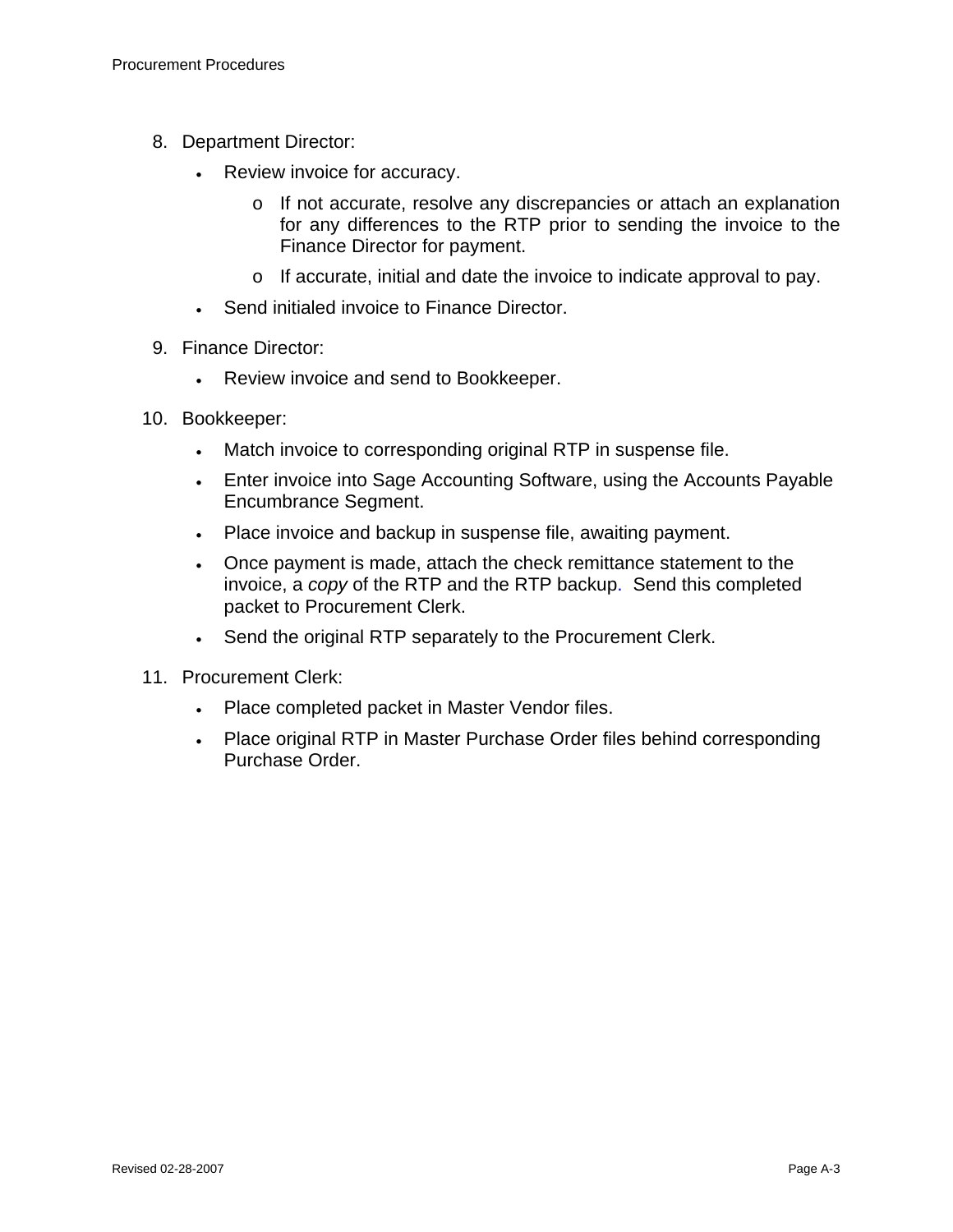8. Department Director:
   - Review invoice for accuracy.
     - If not accurate, resolve any discrepancies or attach an explanation for any differences to the RTP prior to sending the invoice to the Finance Director for payment.
     - If accurate, initial and date the invoice to indicate approval to pay.
   - Send initialed invoice to Finance Director.

9. Finance Director:
   - Review invoice and send to Bookkeeper.

10. Bookkeeper:
    - Match invoice to corresponding original RTP in suspense file.
    - Enter invoice into Sage Accounting Software, using the Accounts Payable Encumbrance Segment.
    - Place invoice and backup in suspense file, awaiting payment.
    - Once payment is made, attach the check remittance statement to the invoice, a *copy* of the RTP and the RTP backup. Send this completed packet to Procurement Clerk.
    - Send the original RTP separately to the Procurement Clerk.

11. Procurement Clerk:
    - Place completed packet in Master Vendor files.
    - Place original RTP in Master Purchase Order files behind corresponding Purchase Order.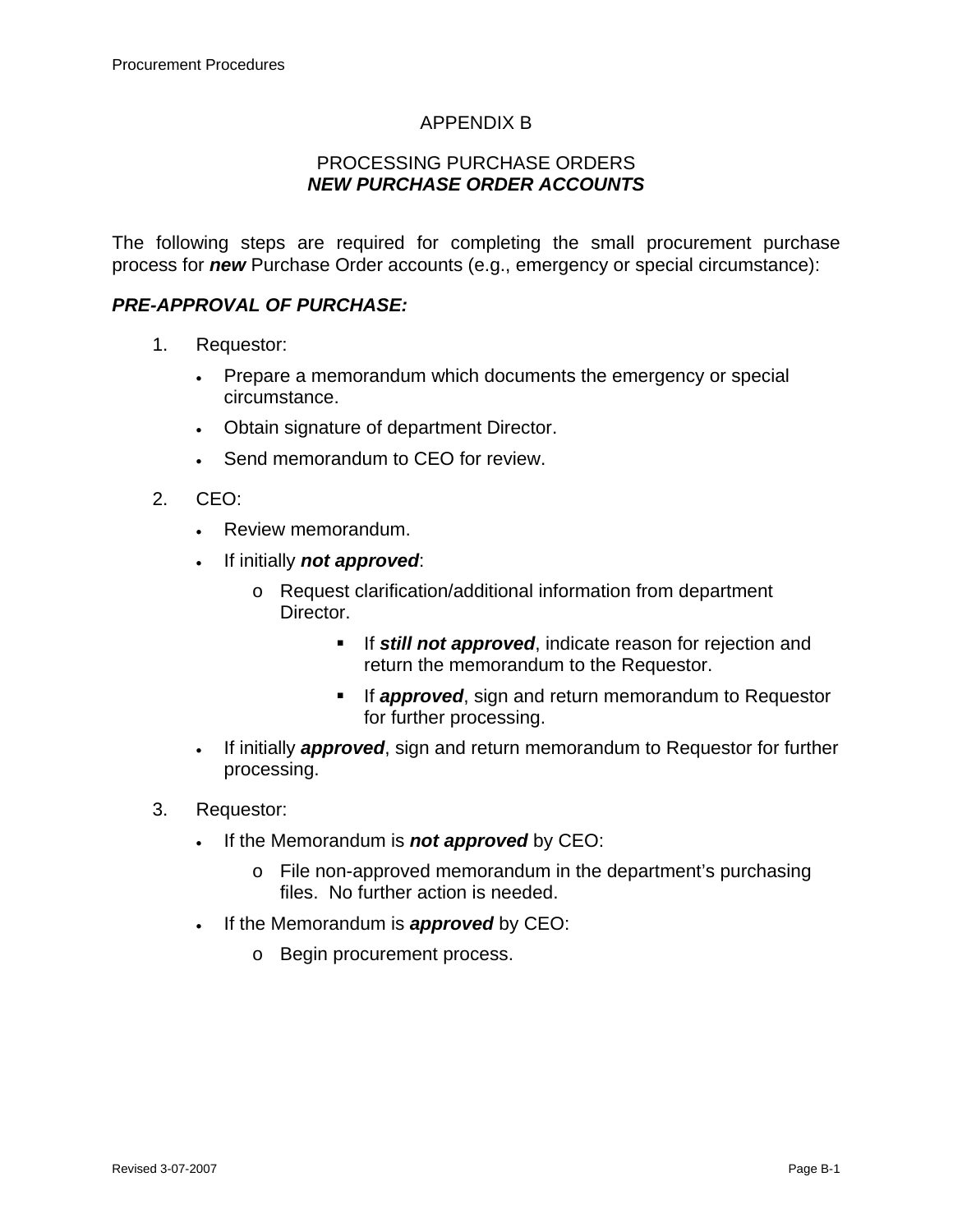# APPENDIX B

## PROCESSING PURCHASE ORDERS
## *NEW PURCHASE ORDER ACCOUNTS*

The following steps are required for completing the small procurement purchase process for ***new*** Purchase Order accounts (e.g., emergency or special circumstance):

### *PRE-APPROVAL OF PURCHASE:*

1. Requestor:
   - Prepare a memorandum which documents the emergency or special circumstance.
   - Obtain signature of department Director.
   - Send memorandum to CEO for review.

2. CEO:
   - Review memorandum.
   - If initially ***not approved***:
     - Request clarification/additional information from department Director.
       - If ***still not approved***, indicate reason for rejection and return the memorandum to the Requestor.
       - If ***approved***, sign and return memorandum to Requestor for further processing.
   - If initially ***approved***, sign and return memorandum to Requestor for further processing.

3. Requestor:
   - If the Memorandum is ***not approved*** by CEO:
     - File non-approved memorandum in the department's purchasing files. No further action is needed.
   - If the Memorandum is ***approved*** by CEO:
     - Begin procurement process.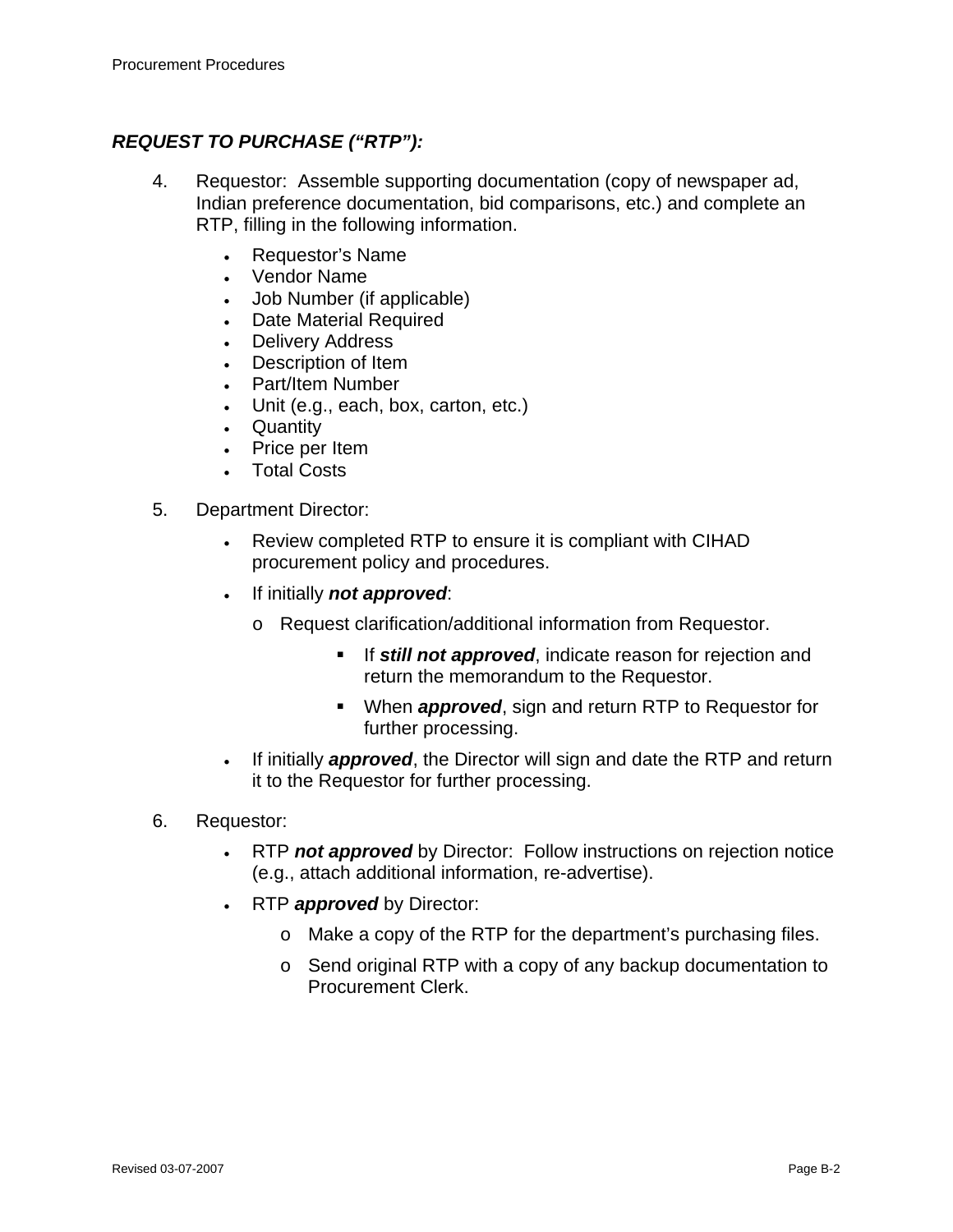## ***REQUEST TO PURCHASE ("RTP"):***

4. Requestor: Assemble supporting documentation (copy of newspaper ad, Indian preference documentation, bid comparisons, etc.) and complete an RTP, filling in the following information.

   - Requestor's Name
   - Vendor Name
   - Job Number (if applicable)
   - Date Material Required
   - Delivery Address
   - Description of Item
   - Part/Item Number
   - Unit (e.g., each, box, carton, etc.)
   - Quantity
   - Price per Item
   - Total Costs

5. Department Director:

   - Review completed RTP to ensure it is compliant with CIHAD procurement policy and procedures.
   - If initially ***not approved***:
     - Request clarification/additional information from Requestor.
       - If ***still not approved***, indicate reason for rejection and return the memorandum to the Requestor.
       - When ***approved***, sign and return RTP to Requestor for further processing.
   - If initially ***approved***, the Director will sign and date the RTP and return it to the Requestor for further processing.

6. Requestor:

   - RTP ***not approved*** by Director: Follow instructions on rejection notice (e.g., attach additional information, re-advertise).
   - RTP ***approved*** by Director:
     - Make a copy of the RTP for the department's purchasing files.
     - Send original RTP with a copy of any backup documentation to Procurement Clerk.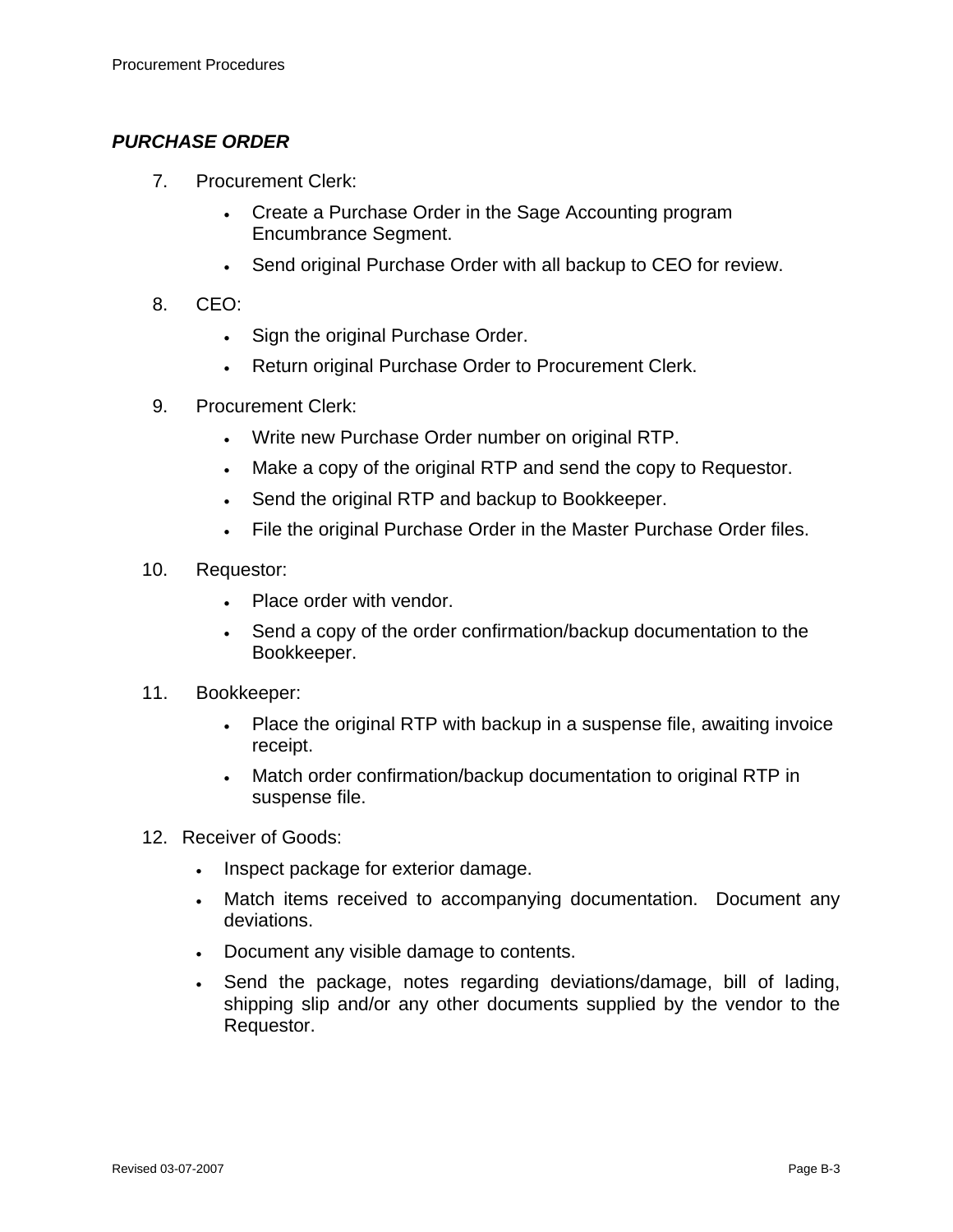***PURCHASE ORDER***

7. Procurement Clerk:
   - Create a Purchase Order in the Sage Accounting program Encumbrance Segment.
   - Send original Purchase Order with all backup to CEO for review.

8. CEO:
   - Sign the original Purchase Order.
   - Return original Purchase Order to Procurement Clerk.

9. Procurement Clerk:
   - Write new Purchase Order number on original RTP.
   - Make a copy of the original RTP and send the copy to Requestor.
   - Send the original RTP and backup to Bookkeeper.
   - File the original Purchase Order in the Master Purchase Order files.

10. Requestor:
    - Place order with vendor.
    - Send a copy of the order confirmation/backup documentation to the Bookkeeper.

11. Bookkeeper:
    - Place the original RTP with backup in a suspense file, awaiting invoice receipt.
    - Match order confirmation/backup documentation to original RTP in suspense file.

12. Receiver of Goods:
    - Inspect package for exterior damage.
    - Match items received to accompanying documentation. Document any deviations.
    - Document any visible damage to contents.
    - Send the package, notes regarding deviations/damage, bill of lading, shipping slip and/or any other documents supplied by the vendor to the Requestor.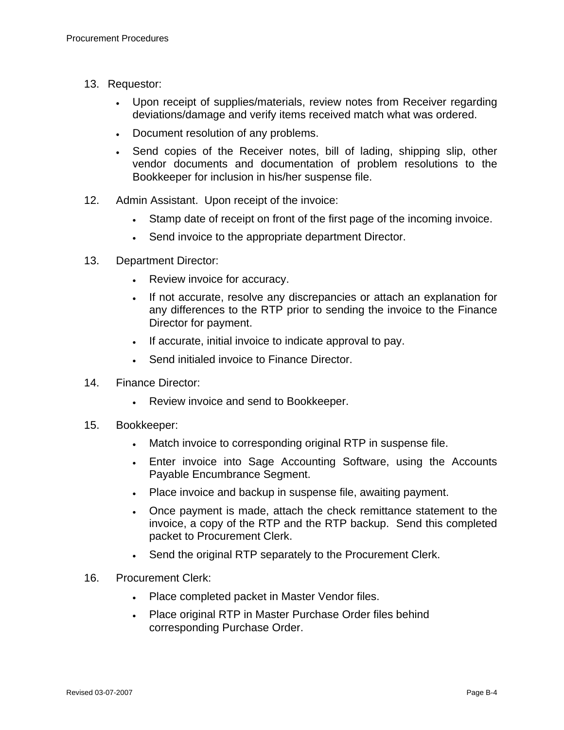13. Requestor:

    - Upon receipt of supplies/materials, review notes from Receiver regarding deviations/damage and verify items received match what was ordered.
    - Document resolution of any problems.
    - Send copies of the Receiver notes, bill of lading, shipping slip, other vendor documents and documentation of problem resolutions to the Bookkeeper for inclusion in his/her suspense file.

12. Admin Assistant. Upon receipt of the invoice:

    - Stamp date of receipt on front of the first page of the incoming invoice.
    - Send invoice to the appropriate department Director.

13. Department Director:

    - Review invoice for accuracy.
    - If not accurate, resolve any discrepancies or attach an explanation for any differences to the RTP prior to sending the invoice to the Finance Director for payment.
    - If accurate, initial invoice to indicate approval to pay.
    - Send initialed invoice to Finance Director.

14. Finance Director:

    - Review invoice and send to Bookkeeper.

15. Bookkeeper:

    - Match invoice to corresponding original RTP in suspense file.
    - Enter invoice into Sage Accounting Software, using the Accounts Payable Encumbrance Segment.
    - Place invoice and backup in suspense file, awaiting payment.
    - Once payment is made, attach the check remittance statement to the invoice, a copy of the RTP and the RTP backup. Send this completed packet to Procurement Clerk.
    - Send the original RTP separately to the Procurement Clerk.

16. Procurement Clerk:

    - Place completed packet in Master Vendor files.
    - Place original RTP in Master Purchase Order files behind corresponding Purchase Order.